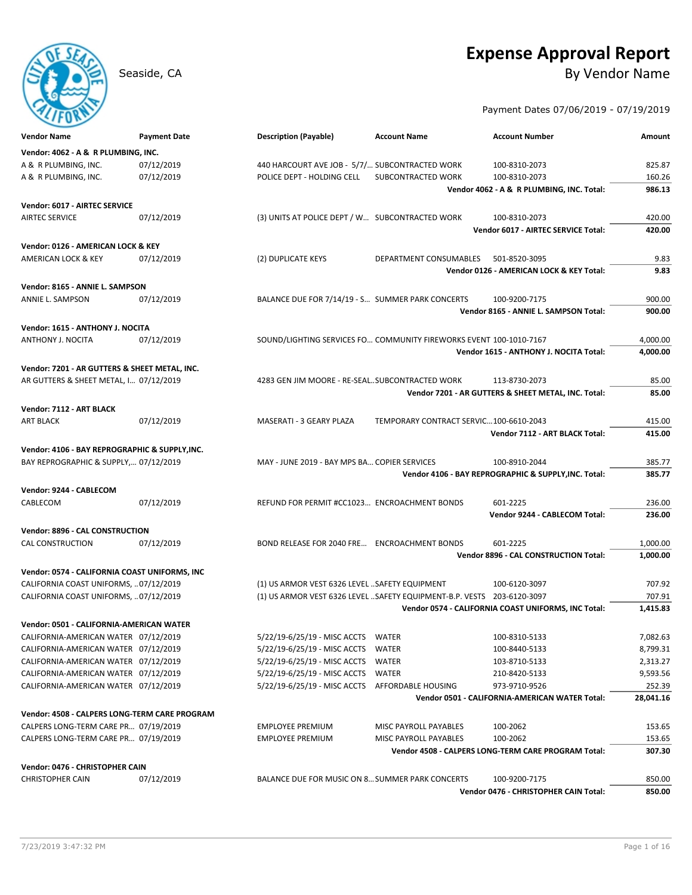# Expense Approval Report

Seaside, CA

## By Vendor Name

Payment Dates 07/06/2019 - 07/19/2019

| Vendor Name | Payment Date | Description (Payable) | Account Name | Account Number | Amount |
|---|---|---|---|---|---|
| **Vendor: 4062 - A & R PLUMBING, INC.** | | | | | |
| A & R PLUMBING, INC. | 07/12/2019 | 440 HARCOURT AVE JOB - 5/7/... | SUBCONTRACTED WORK | 100-8310-2073 | 825.87 |
| A & R PLUMBING, INC. | 07/12/2019 | POLICE DEPT - HOLDING CELL | SUBCONTRACTED WORK | 100-8310-2073 | 160.26 |
| | | | | **Vendor 4062 - A & R PLUMBING, INC. Total:** | **986.13** |
| **Vendor: 6017 - AIRTEC SERVICE** | | | | | |
| AIRTEC SERVICE | 07/12/2019 | (3) UNITS AT POLICE DEPT / W... | SUBCONTRACTED WORK | 100-8310-2073 | 420.00 |
| | | | | **Vendor 6017 - AIRTEC SERVICE Total:** | **420.00** |
| **Vendor: 0126 - AMERICAN LOCK & KEY** | | | | | |
| AMERICAN LOCK & KEY | 07/12/2019 | (2) DUPLICATE KEYS | DEPARTMENT CONSUMABLES | 501-8520-3095 | 9.83 |
| | | | | **Vendor 0126 - AMERICAN LOCK & KEY Total:** | **9.83** |
| **Vendor: 8165 - ANNIE L. SAMPSON** | | | | | |
| ANNIE L. SAMPSON | 07/12/2019 | BALANCE DUE FOR 7/14/19 - S... | SUMMER PARK CONCERTS | 100-9200-7175 | 900.00 |
| | | | | **Vendor 8165 - ANNIE L. SAMPSON Total:** | **900.00** |
| **Vendor: 1615 - ANTHONY J. NOCITA** | | | | | |
| ANTHONY J. NOCITA | 07/12/2019 | SOUND/LIGHTING SERVICES FO... | COMMUNITY FIREWORKS EVENT | 100-1010-7167 | 4,000.00 |
| | | | | **Vendor 1615 - ANTHONY J. NOCITA Total:** | **4,000.00** |
| **Vendor: 7201 - AR GUTTERS & SHEET METAL, INC.** | | | | | |
| AR GUTTERS & SHEET METAL, I... | 07/12/2019 | 4283 GEN JIM MOORE - RE-SEAL... | SUBCONTRACTED WORK | 113-8730-2073 | 85.00 |
| | | | | **Vendor 7201 - AR GUTTERS & SHEET METAL, INC. Total:** | **85.00** |
| **Vendor: 7112 - ART BLACK** | | | | | |
| ART BLACK | 07/12/2019 | MASERATI - 3 GEARY PLAZA | TEMPORARY CONTRACT SERVIC... | 100-6610-2043 | 415.00 |
| | | | | **Vendor 7112 - ART BLACK Total:** | **415.00** |
| **Vendor: 4106 - BAY REPROGRAPHIC & SUPPLY,INC.** | | | | | |
| BAY REPROGRAPHIC & SUPPLY,... | 07/12/2019 | MAY - JUNE 2019 - BAY MPS BA... | COPIER SERVICES | 100-8910-2044 | 385.77 |
| | | | | **Vendor 4106 - BAY REPROGRAPHIC & SUPPLY,INC. Total:** | **385.77** |
| **Vendor: 9244 - CABLECOM** | | | | | |
| CABLECOM | 07/12/2019 | REFUND FOR PERMIT #CC1023... | ENCROACHMENT BONDS | 601-2225 | 236.00 |
| | | | | **Vendor 9244 - CABLECOM Total:** | **236.00** |
| **Vendor: 8896 - CAL CONSTRUCTION** | | | | | |
| CAL CONSTRUCTION | 07/12/2019 | BOND RELEASE FOR 2040 FRE... | ENCROACHMENT BONDS | 601-2225 | 1,000.00 |
| | | | | **Vendor 8896 - CAL CONSTRUCTION Total:** | **1,000.00** |
| **Vendor: 0574 - CALIFORNIA COAST UNIFORMS, INC** | | | | | |
| CALIFORNIA COAST UNIFORMS, ... | 07/12/2019 | (1) US ARMOR VEST 6326 LEVEL ... | SAFETY EQUIPMENT | 100-6120-3097 | 707.92 |
| CALIFORNIA COAST UNIFORMS, ... | 07/12/2019 | (1) US ARMOR VEST 6326 LEVEL ... | SAFETY EQUIPMENT-B.P. VESTS | 203-6120-3097 | 707.91 |
| | | | | **Vendor 0574 - CALIFORNIA COAST UNIFORMS, INC Total:** | **1,415.83** |
| **Vendor: 0501 - CALIFORNIA-AMERICAN WATER** | | | | | |
| CALIFORNIA-AMERICAN WATER | 07/12/2019 | 5/22/19-6/25/19 - MISC ACCTS | WATER | 100-8310-5133 | 7,082.63 |
| CALIFORNIA-AMERICAN WATER | 07/12/2019 | 5/22/19-6/25/19 - MISC ACCTS | WATER | 100-8440-5133 | 8,799.31 |
| CALIFORNIA-AMERICAN WATER | 07/12/2019 | 5/22/19-6/25/19 - MISC ACCTS | WATER | 103-8710-5133 | 2,313.27 |
| CALIFORNIA-AMERICAN WATER | 07/12/2019 | 5/22/19-6/25/19 - MISC ACCTS | WATER | 210-8420-5133 | 9,593.56 |
| CALIFORNIA-AMERICAN WATER | 07/12/2019 | 5/22/19-6/25/19 - MISC ACCTS | AFFORDABLE HOUSING | 973-9710-9526 | 252.39 |
| | | | | **Vendor 0501 - CALIFORNIA-AMERICAN WATER Total:** | **28,041.16** |
| **Vendor: 4508 - CALPERS LONG-TERM CARE PROGRAM** | | | | | |
| CALPERS LONG-TERM CARE PR... | 07/19/2019 | EMPLOYEE PREMIUM | MISC PAYROLL PAYABLES | 100-2062 | 153.65 |
| CALPERS LONG-TERM CARE PR... | 07/19/2019 | EMPLOYEE PREMIUM | MISC PAYROLL PAYABLES | 100-2062 | 153.65 |
| | | | | **Vendor 4508 - CALPERS LONG-TERM CARE PROGRAM Total:** | **307.30** |
| **Vendor: 0476 - CHRISTOPHER CAIN** | | | | | |
| CHRISTOPHER CAIN | 07/12/2019 | BALANCE DUE FOR MUSIC ON 8... | SUMMER PARK CONCERTS | 100-9200-7175 | 850.00 |
| | | | | **Vendor 0476 - CHRISTOPHER CAIN Total:** | **850.00** |

7/23/2019 3:47:32 PM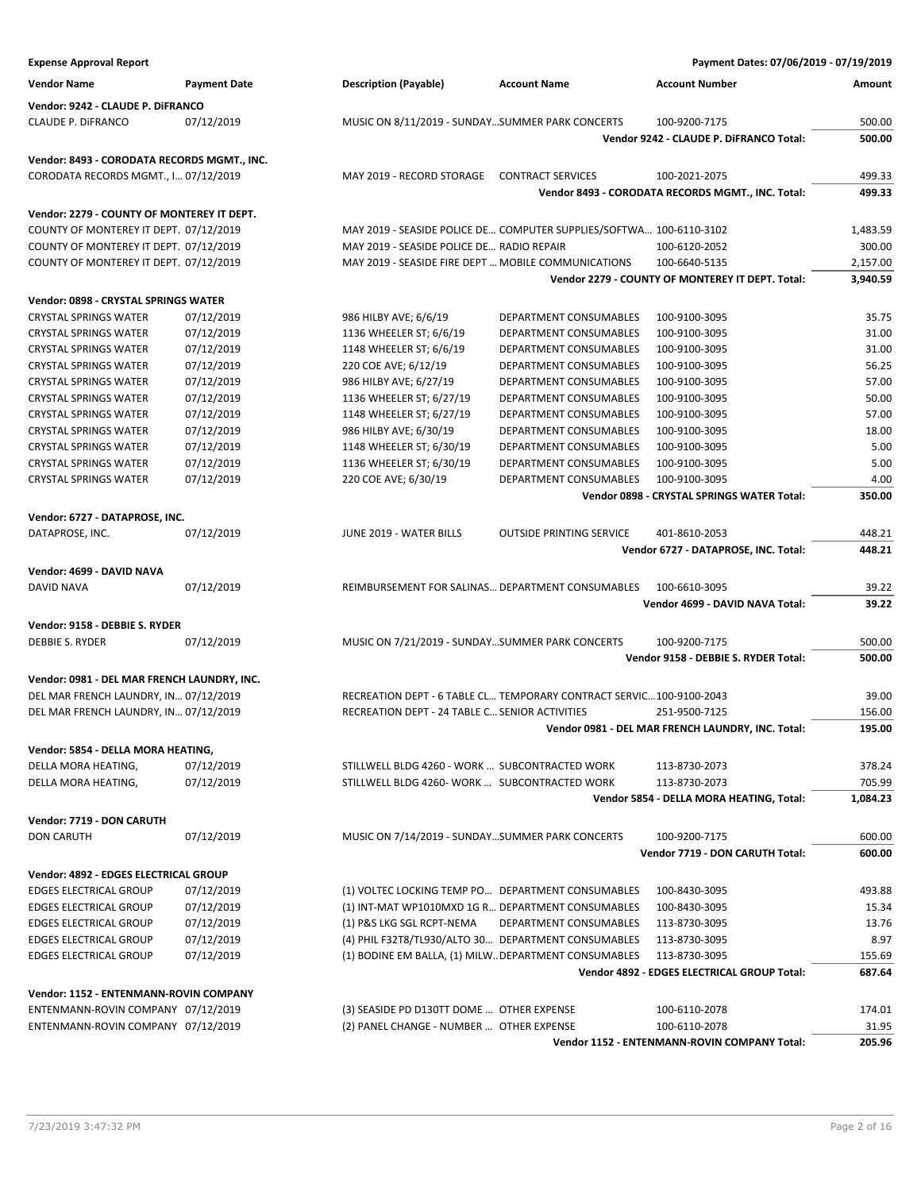**Expense Approval Report** — Payment Dates: 07/06/2019 - 07/19/2019

| Vendor Name | Payment Date | Description (Payable) | Account Name | Account Number | Amount |
|---|---|---|---|---|---|
| **Vendor: 9242 - CLAUDE P. DiFRANCO** | | | | | |
| CLAUDE P. DiFRANCO | 07/12/2019 | MUSIC ON 8/11/2019 - SUNDAY… | SUMMER PARK CONCERTS | 100-9200-7175 | 500.00 |
| | | | | **Vendor 9242 - CLAUDE P. DiFRANCO Total:** | **500.00** |
| **Vendor: 8493 - CORODATA RECORDS MGMT., INC.** | | | | | |
| CORODATA RECORDS MGMT., I… | 07/12/2019 | MAY 2019 - RECORD STORAGE | CONTRACT SERVICES | 100-2021-2075 | 499.33 |
| | | | | **Vendor 8493 - CORODATA RECORDS MGMT., INC. Total:** | **499.33** |
| **Vendor: 2279 - COUNTY OF MONTEREY IT DEPT.** | | | | | |
| COUNTY OF MONTEREY IT DEPT. | 07/12/2019 | MAY 2019 - SEASIDE POLICE DE… | COMPUTER SUPPLIES/SOFTWA… | 100-6110-3102 | 1,483.59 |
| COUNTY OF MONTEREY IT DEPT. | 07/12/2019 | MAY 2019 - SEASIDE POLICE DE… | RADIO REPAIR | 100-6120-2052 | 300.00 |
| COUNTY OF MONTEREY IT DEPT. | 07/12/2019 | MAY 2019 - SEASIDE FIRE DEPT … | MOBILE COMMUNICATIONS | 100-6640-5135 | 2,157.00 |
| | | | | **Vendor 2279 - COUNTY OF MONTEREY IT DEPT. Total:** | **3,940.59** |
| **Vendor: 0898 - CRYSTAL SPRINGS WATER** | | | | | |
| CRYSTAL SPRINGS WATER | 07/12/2019 | 986 HILBY AVE; 6/6/19 | DEPARTMENT CONSUMABLES | 100-9100-3095 | 35.75 |
| CRYSTAL SPRINGS WATER | 07/12/2019 | 1136 WHEELER ST; 6/6/19 | DEPARTMENT CONSUMABLES | 100-9100-3095 | 31.00 |
| CRYSTAL SPRINGS WATER | 07/12/2019 | 1148 WHEELER ST; 6/6/19 | DEPARTMENT CONSUMABLES | 100-9100-3095 | 31.00 |
| CRYSTAL SPRINGS WATER | 07/12/2019 | 220 COE AVE; 6/12/19 | DEPARTMENT CONSUMABLES | 100-9100-3095 | 56.25 |
| CRYSTAL SPRINGS WATER | 07/12/2019 | 986 HILBY AVE; 6/27/19 | DEPARTMENT CONSUMABLES | 100-9100-3095 | 57.00 |
| CRYSTAL SPRINGS WATER | 07/12/2019 | 1136 WHEELER ST; 6/27/19 | DEPARTMENT CONSUMABLES | 100-9100-3095 | 50.00 |
| CRYSTAL SPRINGS WATER | 07/12/2019 | 1148 WHEELER ST; 6/27/19 | DEPARTMENT CONSUMABLES | 100-9100-3095 | 57.00 |
| CRYSTAL SPRINGS WATER | 07/12/2019 | 986 HILBY AVE; 6/30/19 | DEPARTMENT CONSUMABLES | 100-9100-3095 | 18.00 |
| CRYSTAL SPRINGS WATER | 07/12/2019 | 1148 WHEELER ST; 6/30/19 | DEPARTMENT CONSUMABLES | 100-9100-3095 | 5.00 |
| CRYSTAL SPRINGS WATER | 07/12/2019 | 1136 WHEELER ST; 6/30/19 | DEPARTMENT CONSUMABLES | 100-9100-3095 | 5.00 |
| CRYSTAL SPRINGS WATER | 07/12/2019 | 220 COE AVE; 6/30/19 | DEPARTMENT CONSUMABLES | 100-9100-3095 | 4.00 |
| | | | | **Vendor 0898 - CRYSTAL SPRINGS WATER Total:** | **350.00** |
| **Vendor: 6727 - DATAPROSE, INC.** | | | | | |
| DATAPROSE, INC. | 07/12/2019 | JUNE 2019 - WATER BILLS | OUTSIDE PRINTING SERVICE | 401-8610-2053 | 448.21 |
| | | | | **Vendor 6727 - DATAPROSE, INC. Total:** | **448.21** |
| **Vendor: 4699 - DAVID NAVA** | | | | | |
| DAVID NAVA | 07/12/2019 | REIMBURSEMENT FOR SALINAS… | DEPARTMENT CONSUMABLES | 100-6610-3095 | 39.22 |
| | | | | **Vendor 4699 - DAVID NAVA Total:** | **39.22** |
| **Vendor: 9158 - DEBBIE S. RYDER** | | | | | |
| DEBBIE S. RYDER | 07/12/2019 | MUSIC ON 7/21/2019 - SUNDAY… | SUMMER PARK CONCERTS | 100-9200-7175 | 500.00 |
| | | | | **Vendor 9158 - DEBBIE S. RYDER Total:** | **500.00** |
| **Vendor: 0981 - DEL MAR FRENCH LAUNDRY, INC.** | | | | | |
| DEL MAR FRENCH LAUNDRY, IN… | 07/12/2019 | RECREATION DEPT - 6 TABLE CL… | TEMPORARY CONTRACT SERVIC… | 100-9100-2043 | 39.00 |
| DEL MAR FRENCH LAUNDRY, IN… | 07/12/2019 | RECREATION DEPT - 24 TABLE C… | SENIOR ACTIVITIES | 251-9500-7125 | 156.00 |
| | | | | **Vendor 0981 - DEL MAR FRENCH LAUNDRY, INC. Total:** | **195.00** |
| **Vendor: 5854 - DELLA MORA HEATING,** | | | | | |
| DELLA MORA HEATING, | 07/12/2019 | STILLWELL BLDG 4260 - WORK … | SUBCONTRACTED WORK | 113-8730-2073 | 378.24 |
| DELLA MORA HEATING, | 07/12/2019 | STILLWELL BLDG 4260- WORK … | SUBCONTRACTED WORK | 113-8730-2073 | 705.99 |
| | | | | **Vendor 5854 - DELLA MORA HEATING, Total:** | **1,084.23** |
| **Vendor: 7719 - DON CARUTH** | | | | | |
| DON CARUTH | 07/12/2019 | MUSIC ON 7/14/2019 - SUNDAY… | SUMMER PARK CONCERTS | 100-9200-7175 | 600.00 |
| | | | | **Vendor 7719 - DON CARUTH Total:** | **600.00** |
| **Vendor: 4892 - EDGES ELECTRICAL GROUP** | | | | | |
| EDGES ELECTRICAL GROUP | 07/12/2019 | (1) VOLTEC LOCKING TEMP PO… | DEPARTMENT CONSUMABLES | 100-8430-3095 | 493.88 |
| EDGES ELECTRICAL GROUP | 07/12/2019 | (1) INT-MAT WP1010MXD 1G R… | DEPARTMENT CONSUMABLES | 100-8430-3095 | 15.34 |
| EDGES ELECTRICAL GROUP | 07/12/2019 | (1) P&S LKG SGL RCPT-NEMA | DEPARTMENT CONSUMABLES | 113-8730-3095 | 13.76 |
| EDGES ELECTRICAL GROUP | 07/12/2019 | (4) PHIL F32T8/TL930/ALTO 30… | DEPARTMENT CONSUMABLES | 113-8730-3095 | 8.97 |
| EDGES ELECTRICAL GROUP | 07/12/2019 | (1) BODINE EM BALLA, (1) MILW… | DEPARTMENT CONSUMABLES | 113-8730-3095 | 155.69 |
| | | | | **Vendor 4892 - EDGES ELECTRICAL GROUP Total:** | **687.64** |
| **Vendor: 1152 - ENTENMANN-ROVIN COMPANY** | | | | | |
| ENTENMANN-ROVIN COMPANY | 07/12/2019 | (3) SEASIDE PD D130TT DOME … | OTHER EXPENSE | 100-6110-2078 | 174.01 |
| ENTENMANN-ROVIN COMPANY | 07/12/2019 | (2) PANEL CHANGE - NUMBER … | OTHER EXPENSE | 100-6110-2078 | 31.95 |
| | | | | **Vendor 1152 - ENTENMANN-ROVIN COMPANY Total:** | **205.96** |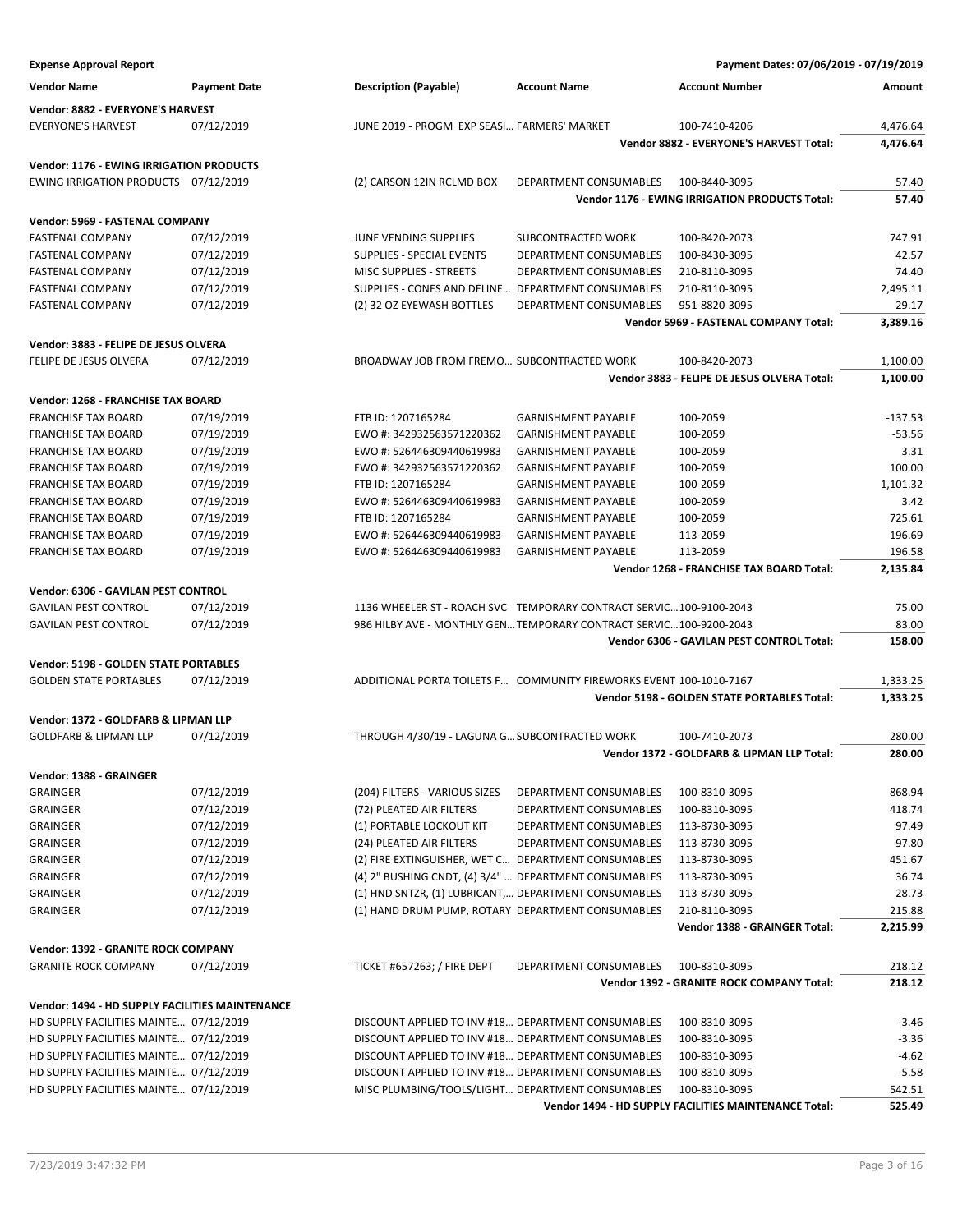**Expense Approval Report** — Payment Dates: 07/06/2019 - 07/19/2019

| Vendor Name | Payment Date | Description (Payable) | Account Name | Account Number | Amount |
|---|---|---|---|---|---|
| **Vendor: 8882 - EVERYONE'S HARVEST** | | | | | |
| EVERYONE'S HARVEST | 07/12/2019 | JUNE 2019 - PROGM EXP SEASI... | FARMERS' MARKET | 100-7410-4206 | 4,476.64 |
| | | | | **Vendor 8882 - EVERYONE'S HARVEST Total:** | **4,476.64** |
| **Vendor: 1176 - EWING IRRIGATION PRODUCTS** | | | | | |
| EWING IRRIGATION PRODUCTS | 07/12/2019 | (2) CARSON 12IN RCLMD BOX | DEPARTMENT CONSUMABLES | 100-8440-3095 | 57.40 |
| | | | | **Vendor 1176 - EWING IRRIGATION PRODUCTS Total:** | **57.40** |
| **Vendor: 5969 - FASTENAL COMPANY** | | | | | |
| FASTENAL COMPANY | 07/12/2019 | JUNE VENDING SUPPLIES | SUBCONTRACTED WORK | 100-8420-2073 | 747.91 |
| FASTENAL COMPANY | 07/12/2019 | SUPPLIES - SPECIAL EVENTS | DEPARTMENT CONSUMABLES | 100-8430-3095 | 42.57 |
| FASTENAL COMPANY | 07/12/2019 | MISC SUPPLIES - STREETS | DEPARTMENT CONSUMABLES | 210-8110-3095 | 74.40 |
| FASTENAL COMPANY | 07/12/2019 | SUPPLIES - CONES AND DELINE... | DEPARTMENT CONSUMABLES | 210-8110-3095 | 2,495.11 |
| FASTENAL COMPANY | 07/12/2019 | (2) 32 OZ EYEWASH BOTTLES | DEPARTMENT CONSUMABLES | 951-8820-3095 | 29.17 |
| | | | | **Vendor 5969 - FASTENAL COMPANY Total:** | **3,389.16** |
| **Vendor: 3883 - FELIPE DE JESUS OLVERA** | | | | | |
| FELIPE DE JESUS OLVERA | 07/12/2019 | BROADWAY JOB FROM FREMO... | SUBCONTRACTED WORK | 100-8420-2073 | 1,100.00 |
| | | | | **Vendor 3883 - FELIPE DE JESUS OLVERA Total:** | **1,100.00** |
| **Vendor: 1268 - FRANCHISE TAX BOARD** | | | | | |
| FRANCHISE TAX BOARD | 07/19/2019 | FTB ID: 1207165284 | GARNISHMENT PAYABLE | 100-2059 | -137.53 |
| FRANCHISE TAX BOARD | 07/19/2019 | EWO #: 342932563571220362 | GARNISHMENT PAYABLE | 100-2059 | -53.56 |
| FRANCHISE TAX BOARD | 07/19/2019 | EWO #: 526446309440619983 | GARNISHMENT PAYABLE | 100-2059 | 3.31 |
| FRANCHISE TAX BOARD | 07/19/2019 | EWO #: 342932563571220362 | GARNISHMENT PAYABLE | 100-2059 | 100.00 |
| FRANCHISE TAX BOARD | 07/19/2019 | FTB ID: 1207165284 | GARNISHMENT PAYABLE | 100-2059 | 1,101.32 |
| FRANCHISE TAX BOARD | 07/19/2019 | EWO #: 526446309440619983 | GARNISHMENT PAYABLE | 100-2059 | 3.42 |
| FRANCHISE TAX BOARD | 07/19/2019 | FTB ID: 1207165284 | GARNISHMENT PAYABLE | 100-2059 | 725.61 |
| FRANCHISE TAX BOARD | 07/19/2019 | EWO #: 526446309440619983 | GARNISHMENT PAYABLE | 113-2059 | 196.69 |
| FRANCHISE TAX BOARD | 07/19/2019 | EWO #: 526446309440619983 | GARNISHMENT PAYABLE | 113-2059 | 196.58 |
| | | | | **Vendor 1268 - FRANCHISE TAX BOARD Total:** | **2,135.84** |
| **Vendor: 6306 - GAVILAN PEST CONTROL** | | | | | |
| GAVILAN PEST CONTROL | 07/12/2019 | 1136 WHEELER ST - ROACH SVC | TEMPORARY CONTRACT SERVIC... | 100-9100-2043 | 75.00 |
| GAVILAN PEST CONTROL | 07/12/2019 | 986 HILBY AVE - MONTHLY GEN... | TEMPORARY CONTRACT SERVIC... | 100-9200-2043 | 83.00 |
| | | | | **Vendor 6306 - GAVILAN PEST CONTROL Total:** | **158.00** |
| **Vendor: 5198 - GOLDEN STATE PORTABLES** | | | | | |
| GOLDEN STATE PORTABLES | 07/12/2019 | ADDITIONAL PORTA TOILETS F... | COMMUNITY FIREWORKS EVENT | 100-1010-7167 | 1,333.25 |
| | | | | **Vendor 5198 - GOLDEN STATE PORTABLES Total:** | **1,333.25** |
| **Vendor: 1372 - GOLDFARB & LIPMAN LLP** | | | | | |
| GOLDFARB & LIPMAN LLP | 07/12/2019 | THROUGH 4/30/19 - LAGUNA G... | SUBCONTRACTED WORK | 100-7410-2073 | 280.00 |
| | | | | **Vendor 1372 - GOLDFARB & LIPMAN LLP Total:** | **280.00** |
| **Vendor: 1388 - GRAINGER** | | | | | |
| GRAINGER | 07/12/2019 | (204) FILTERS - VARIOUS SIZES | DEPARTMENT CONSUMABLES | 100-8310-3095 | 868.94 |
| GRAINGER | 07/12/2019 | (72) PLEATED AIR FILTERS | DEPARTMENT CONSUMABLES | 100-8310-3095 | 418.74 |
| GRAINGER | 07/12/2019 | (1) PORTABLE LOCKOUT KIT | DEPARTMENT CONSUMABLES | 113-8730-3095 | 97.49 |
| GRAINGER | 07/12/2019 | (24) PLEATED AIR FILTERS | DEPARTMENT CONSUMABLES | 113-8730-3095 | 97.80 |
| GRAINGER | 07/12/2019 | (2) FIRE EXTINGUISHER, WET C... | DEPARTMENT CONSUMABLES | 113-8730-3095 | 451.67 |
| GRAINGER | 07/12/2019 | (4) 2" BUSHING CNDT, (4) 3/4" ... | DEPARTMENT CONSUMABLES | 113-8730-3095 | 36.74 |
| GRAINGER | 07/12/2019 | (1) HND SNTZR, (1) LUBRICANT,... | DEPARTMENT CONSUMABLES | 113-8730-3095 | 28.73 |
| GRAINGER | 07/12/2019 | (1) HAND DRUM PUMP, ROTARY | DEPARTMENT CONSUMABLES | 210-8110-3095 | 215.88 |
| | | | | **Vendor 1388 - GRAINGER Total:** | **2,215.99** |
| **Vendor: 1392 - GRANITE ROCK COMPANY** | | | | | |
| GRANITE ROCK COMPANY | 07/12/2019 | TICKET #657263; / FIRE DEPT | DEPARTMENT CONSUMABLES | 100-8310-3095 | 218.12 |
| | | | | **Vendor 1392 - GRANITE ROCK COMPANY Total:** | **218.12** |
| **Vendor: 1494 - HD SUPPLY FACILITIES MAINTENANCE** | | | | | |
| HD SUPPLY FACILITIES MAINTE... | 07/12/2019 | DISCOUNT APPLIED TO INV #18... | DEPARTMENT CONSUMABLES | 100-8310-3095 | -3.46 |
| HD SUPPLY FACILITIES MAINTE... | 07/12/2019 | DISCOUNT APPLIED TO INV #18... | DEPARTMENT CONSUMABLES | 100-8310-3095 | -3.36 |
| HD SUPPLY FACILITIES MAINTE... | 07/12/2019 | DISCOUNT APPLIED TO INV #18... | DEPARTMENT CONSUMABLES | 100-8310-3095 | -4.62 |
| HD SUPPLY FACILITIES MAINTE... | 07/12/2019 | DISCOUNT APPLIED TO INV #18... | DEPARTMENT CONSUMABLES | 100-8310-3095 | -5.58 |
| HD SUPPLY FACILITIES MAINTE... | 07/12/2019 | MISC PLUMBING/TOOLS/LIGHT... | DEPARTMENT CONSUMABLES | 100-8310-3095 | 542.51 |
| | | | | **Vendor 1494 - HD SUPPLY FACILITIES MAINTENANCE Total:** | **525.49** |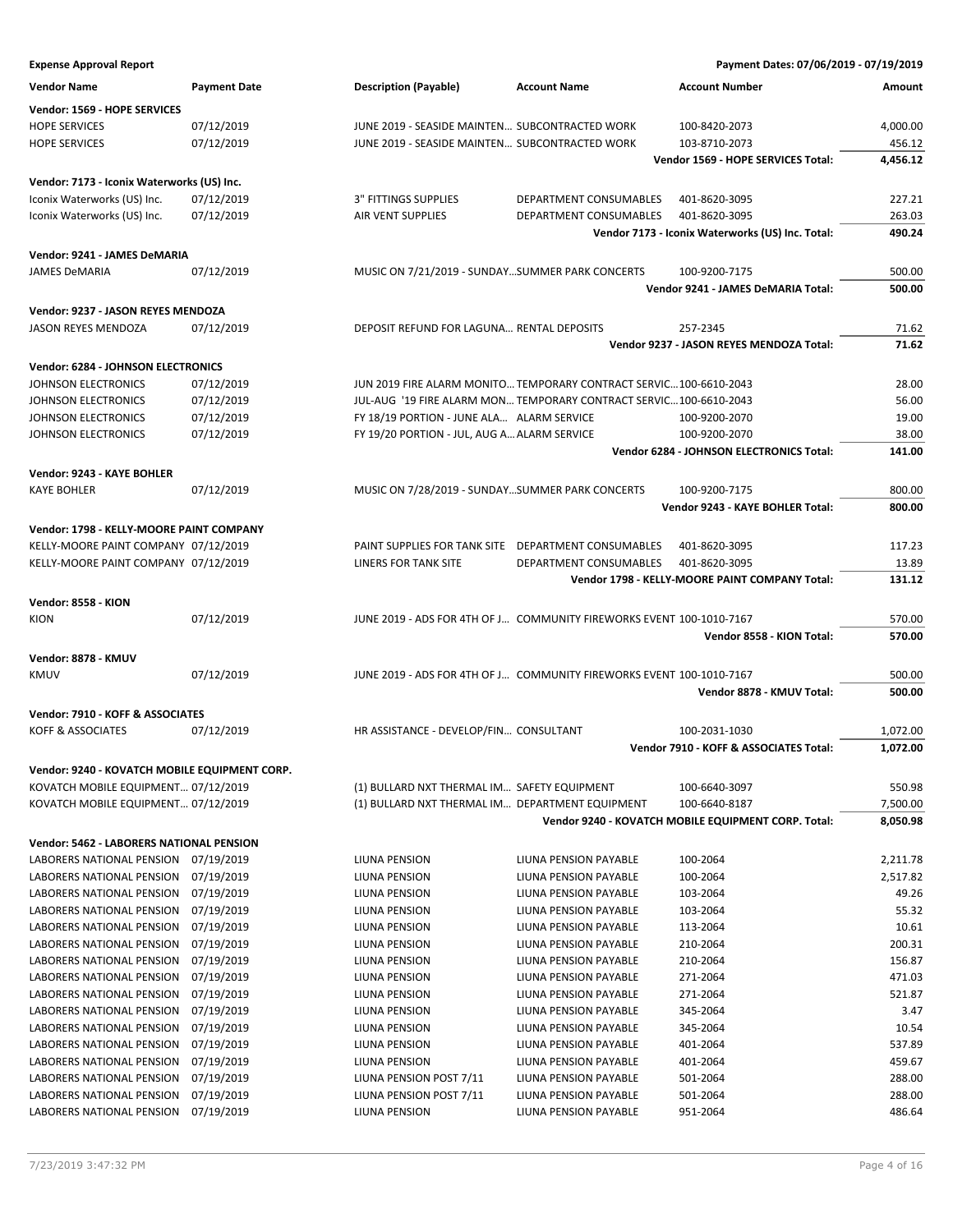**Expense Approval Report** — Payment Dates: 07/06/2019 - 07/19/2019

| Vendor Name | Payment Date | Description (Payable) | Account Name | Account Number | Amount |
|---|---|---|---|---|---|
| **Vendor: 1569 - HOPE SERVICES** | | | | | |
| HOPE SERVICES | 07/12/2019 | JUNE 2019 - SEASIDE MAINTEN… | SUBCONTRACTED WORK | 100-8420-2073 | 4,000.00 |
| HOPE SERVICES | 07/12/2019 | JUNE 2019 - SEASIDE MAINTEN… | SUBCONTRACTED WORK | 103-8710-2073 | 456.12 |
| | | | | **Vendor 1569 - HOPE SERVICES Total:** | **4,456.12** |
| **Vendor: 7173 - Iconix Waterworks (US) Inc.** | | | | | |
| Iconix Waterworks (US) Inc. | 07/12/2019 | 3" FITTINGS SUPPLIES | DEPARTMENT CONSUMABLES | 401-8620-3095 | 227.21 |
| Iconix Waterworks (US) Inc. | 07/12/2019 | AIR VENT SUPPLIES | DEPARTMENT CONSUMABLES | 401-8620-3095 | 263.03 |
| | | | | **Vendor 7173 - Iconix Waterworks (US) Inc. Total:** | **490.24** |
| **Vendor: 9241 - JAMES DeMARIA** | | | | | |
| JAMES DeMARIA | 07/12/2019 | MUSIC ON 7/21/2019 - SUNDAY… | SUMMER PARK CONCERTS | 100-9200-7175 | 500.00 |
| | | | | **Vendor 9241 - JAMES DeMARIA Total:** | **500.00** |
| **Vendor: 9237 - JASON REYES MENDOZA** | | | | | |
| JASON REYES MENDOZA | 07/12/2019 | DEPOSIT REFUND FOR LAGUNA… | RENTAL DEPOSITS | 257-2345 | 71.62 |
| | | | | **Vendor 9237 - JASON REYES MENDOZA Total:** | **71.62** |
| **Vendor: 6284 - JOHNSON ELECTRONICS** | | | | | |
| JOHNSON ELECTRONICS | 07/12/2019 | JUN 2019 FIRE ALARM MONITO… | TEMPORARY CONTRACT SERVIC… | 100-6610-2043 | 28.00 |
| JOHNSON ELECTRONICS | 07/12/2019 | JUL-AUG '19 FIRE ALARM MON… | TEMPORARY CONTRACT SERVIC… | 100-6610-2043 | 56.00 |
| JOHNSON ELECTRONICS | 07/12/2019 | FY 18/19 PORTION - JUNE ALA… | ALARM SERVICE | 100-9200-2070 | 19.00 |
| JOHNSON ELECTRONICS | 07/12/2019 | FY 19/20 PORTION - JUL, AUG A… | ALARM SERVICE | 100-9200-2070 | 38.00 |
| | | | | **Vendor 6284 - JOHNSON ELECTRONICS Total:** | **141.00** |
| **Vendor: 9243 - KAYE BOHLER** | | | | | |
| KAYE BOHLER | 07/12/2019 | MUSIC ON 7/28/2019 - SUNDAY… | SUMMER PARK CONCERTS | 100-9200-7175 | 800.00 |
| | | | | **Vendor 9243 - KAYE BOHLER Total:** | **800.00** |
| **Vendor: 1798 - KELLY-MOORE PAINT COMPANY** | | | | | |
| KELLY-MOORE PAINT COMPANY | 07/12/2019 | PAINT SUPPLIES FOR TANK SITE | DEPARTMENT CONSUMABLES | 401-8620-3095 | 117.23 |
| KELLY-MOORE PAINT COMPANY | 07/12/2019 | LINERS FOR TANK SITE | DEPARTMENT CONSUMABLES | 401-8620-3095 | 13.89 |
| | | | | **Vendor 1798 - KELLY-MOORE PAINT COMPANY Total:** | **131.12** |
| **Vendor: 8558 - KION** | | | | | |
| KION | 07/12/2019 | JUNE 2019 - ADS FOR 4TH OF J… | COMMUNITY FIREWORKS EVENT | 100-1010-7167 | 570.00 |
| | | | | **Vendor 8558 - KION Total:** | **570.00** |
| **Vendor: 8878 - KMUV** | | | | | |
| KMUV | 07/12/2019 | JUNE 2019 - ADS FOR 4TH OF J… | COMMUNITY FIREWORKS EVENT | 100-1010-7167 | 500.00 |
| | | | | **Vendor 8878 - KMUV Total:** | **500.00** |
| **Vendor: 7910 - KOFF & ASSOCIATES** | | | | | |
| KOFF & ASSOCIATES | 07/12/2019 | HR ASSISTANCE - DEVELOP/FIN… | CONSULTANT | 100-2031-1030 | 1,072.00 |
| | | | | **Vendor 7910 - KOFF & ASSOCIATES Total:** | **1,072.00** |
| **Vendor: 9240 - KOVATCH MOBILE EQUIPMENT CORP.** | | | | | |
| KOVATCH MOBILE EQUIPMENT… | 07/12/2019 | (1) BULLARD NXT THERMAL IM… | SAFETY EQUIPMENT | 100-6640-3097 | 550.98 |
| KOVATCH MOBILE EQUIPMENT… | 07/12/2019 | (1) BULLARD NXT THERMAL IM… | DEPARTMENT EQUIPMENT | 100-6640-8187 | 7,500.00 |
| | | | | **Vendor 9240 - KOVATCH MOBILE EQUIPMENT CORP. Total:** | **8,050.98** |
| **Vendor: 5462 - LABORERS NATIONAL PENSION** | | | | | |
| LABORERS NATIONAL PENSION | 07/19/2019 | LIUNA PENSION | LIUNA PENSION PAYABLE | 100-2064 | 2,211.78 |
| LABORERS NATIONAL PENSION | 07/19/2019 | LIUNA PENSION | LIUNA PENSION PAYABLE | 100-2064 | 2,517.82 |
| LABORERS NATIONAL PENSION | 07/19/2019 | LIUNA PENSION | LIUNA PENSION PAYABLE | 103-2064 | 49.26 |
| LABORERS NATIONAL PENSION | 07/19/2019 | LIUNA PENSION | LIUNA PENSION PAYABLE | 103-2064 | 55.32 |
| LABORERS NATIONAL PENSION | 07/19/2019 | LIUNA PENSION | LIUNA PENSION PAYABLE | 113-2064 | 10.61 |
| LABORERS NATIONAL PENSION | 07/19/2019 | LIUNA PENSION | LIUNA PENSION PAYABLE | 210-2064 | 200.31 |
| LABORERS NATIONAL PENSION | 07/19/2019 | LIUNA PENSION | LIUNA PENSION PAYABLE | 210-2064 | 156.87 |
| LABORERS NATIONAL PENSION | 07/19/2019 | LIUNA PENSION | LIUNA PENSION PAYABLE | 271-2064 | 471.03 |
| LABORERS NATIONAL PENSION | 07/19/2019 | LIUNA PENSION | LIUNA PENSION PAYABLE | 271-2064 | 521.87 |
| LABORERS NATIONAL PENSION | 07/19/2019 | LIUNA PENSION | LIUNA PENSION PAYABLE | 345-2064 | 3.47 |
| LABORERS NATIONAL PENSION | 07/19/2019 | LIUNA PENSION | LIUNA PENSION PAYABLE | 345-2064 | 10.54 |
| LABORERS NATIONAL PENSION | 07/19/2019 | LIUNA PENSION | LIUNA PENSION PAYABLE | 401-2064 | 537.89 |
| LABORERS NATIONAL PENSION | 07/19/2019 | LIUNA PENSION | LIUNA PENSION PAYABLE | 401-2064 | 459.67 |
| LABORERS NATIONAL PENSION | 07/19/2019 | LIUNA PENSION POST 7/11 | LIUNA PENSION PAYABLE | 501-2064 | 288.00 |
| LABORERS NATIONAL PENSION | 07/19/2019 | LIUNA PENSION POST 7/11 | LIUNA PENSION PAYABLE | 501-2064 | 288.00 |
| LABORERS NATIONAL PENSION | 07/19/2019 | LIUNA PENSION | LIUNA PENSION PAYABLE | 951-2064 | 486.64 |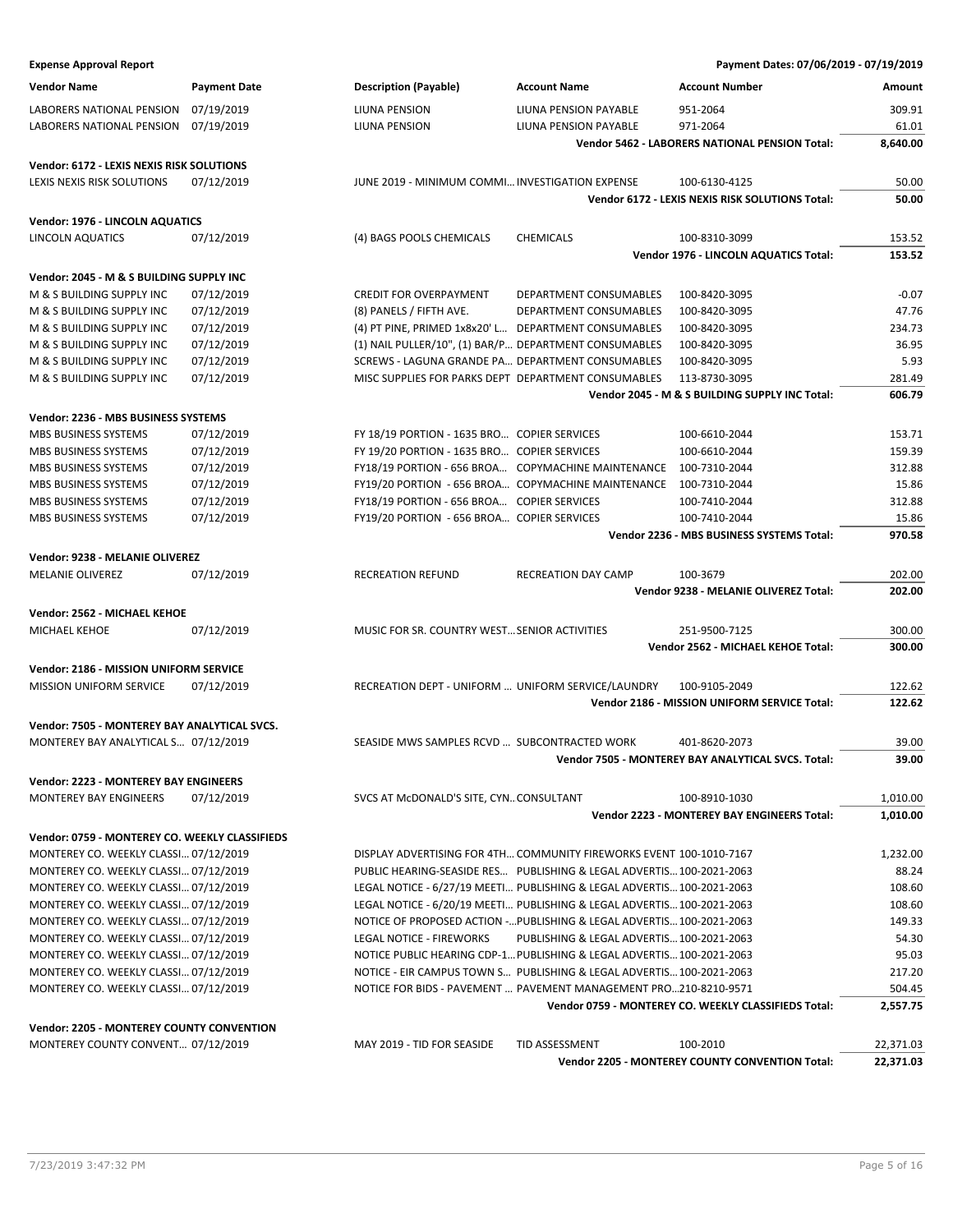**Expense Approval Report** — Payment Dates: 07/06/2019 - 07/19/2019

| Vendor Name | Payment Date | Description (Payable) | Account Name | Account Number | Amount |
|---|---|---|---|---|---|
| LABORERS NATIONAL PENSION | 07/19/2019 | LIUNA PENSION | LIUNA PENSION PAYABLE | 951-2064 | 309.91 |
| LABORERS NATIONAL PENSION | 07/19/2019 | LIUNA PENSION | LIUNA PENSION PAYABLE | 971-2064 | 61.01 |
| | | | | **Vendor 5462 - LABORERS NATIONAL PENSION Total:** | **8,640.00** |
| **Vendor: 6172 - LEXIS NEXIS RISK SOLUTIONS** | | | | | |
| LEXIS NEXIS RISK SOLUTIONS | 07/12/2019 | JUNE 2019 - MINIMUM COMMI… | INVESTIGATION EXPENSE | 100-6130-4125 | 50.00 |
| | | | | **Vendor 6172 - LEXIS NEXIS RISK SOLUTIONS Total:** | **50.00** |
| **Vendor: 1976 - LINCOLN AQUATICS** | | | | | |
| LINCOLN AQUATICS | 07/12/2019 | (4) BAGS POOLS CHEMICALS | CHEMICALS | 100-8310-3099 | 153.52 |
| | | | | **Vendor 1976 - LINCOLN AQUATICS Total:** | **153.52** |
| **Vendor: 2045 - M & S BUILDING SUPPLY INC** | | | | | |
| M & S BUILDING SUPPLY INC | 07/12/2019 | CREDIT FOR OVERPAYMENT | DEPARTMENT CONSUMABLES | 100-8420-3095 | -0.07 |
| M & S BUILDING SUPPLY INC | 07/12/2019 | (8) PANELS / FIFTH AVE. | DEPARTMENT CONSUMABLES | 100-8420-3095 | 47.76 |
| M & S BUILDING SUPPLY INC | 07/12/2019 | (4) PT PINE, PRIMED 1x8x20' L… | DEPARTMENT CONSUMABLES | 100-8420-3095 | 234.73 |
| M & S BUILDING SUPPLY INC | 07/12/2019 | (1) NAIL PULLER/10", (1) BAR/P… | DEPARTMENT CONSUMABLES | 100-8420-3095 | 36.95 |
| M & S BUILDING SUPPLY INC | 07/12/2019 | SCREWS - LAGUNA GRANDE PA… | DEPARTMENT CONSUMABLES | 100-8420-3095 | 5.93 |
| M & S BUILDING SUPPLY INC | 07/12/2019 | MISC SUPPLIES FOR PARKS DEPT | DEPARTMENT CONSUMABLES | 113-8730-3095 | 281.49 |
| | | | | **Vendor 2045 - M & S BUILDING SUPPLY INC Total:** | **606.79** |
| **Vendor: 2236 - MBS BUSINESS SYSTEMS** | | | | | |
| MBS BUSINESS SYSTEMS | 07/12/2019 | FY 18/19 PORTION - 1635 BRO… | COPIER SERVICES | 100-6610-2044 | 153.71 |
| MBS BUSINESS SYSTEMS | 07/12/2019 | FY 19/20 PORTION - 1635 BRO… | COPIER SERVICES | 100-6610-2044 | 159.39 |
| MBS BUSINESS SYSTEMS | 07/12/2019 | FY18/19 PORTION - 656 BROA… | COPYMACHINE MAINTENANCE | 100-7310-2044 | 312.88 |
| MBS BUSINESS SYSTEMS | 07/12/2019 | FY19/20 PORTION - 656 BROA… | COPYMACHINE MAINTENANCE | 100-7310-2044 | 15.86 |
| MBS BUSINESS SYSTEMS | 07/12/2019 | FY18/19 PORTION - 656 BROA… | COPIER SERVICES | 100-7410-2044 | 312.88 |
| MBS BUSINESS SYSTEMS | 07/12/2019 | FY19/20 PORTION - 656 BROA… | COPIER SERVICES | 100-7410-2044 | 15.86 |
| | | | | **Vendor 2236 - MBS BUSINESS SYSTEMS Total:** | **970.58** |
| **Vendor: 9238 - MELANIE OLIVEREZ** | | | | | |
| MELANIE OLIVEREZ | 07/12/2019 | RECREATION REFUND | RECREATION DAY CAMP | 100-3679 | 202.00 |
| | | | | **Vendor 9238 - MELANIE OLIVEREZ Total:** | **202.00** |
| **Vendor: 2562 - MICHAEL KEHOE** | | | | | |
| MICHAEL KEHOE | 07/12/2019 | MUSIC FOR SR. COUNTRY WEST… | SENIOR ACTIVITIES | 251-9500-7125 | 300.00 |
| | | | | **Vendor 2562 - MICHAEL KEHOE Total:** | **300.00** |
| **Vendor: 2186 - MISSION UNIFORM SERVICE** | | | | | |
| MISSION UNIFORM SERVICE | 07/12/2019 | RECREATION DEPT - UNIFORM … | UNIFORM SERVICE/LAUNDRY | 100-9105-2049 | 122.62 |
| | | | | **Vendor 2186 - MISSION UNIFORM SERVICE Total:** | **122.62** |
| **Vendor: 7505 - MONTEREY BAY ANALYTICAL SVCS.** | | | | | |
| MONTEREY BAY ANALYTICAL S… | 07/12/2019 | SEASIDE MWS SAMPLES RCVD … | SUBCONTRACTED WORK | 401-8620-2073 | 39.00 |
| | | | | **Vendor 7505 - MONTEREY BAY ANALYTICAL SVCS. Total:** | **39.00** |
| **Vendor: 2223 - MONTEREY BAY ENGINEERS** | | | | | |
| MONTEREY BAY ENGINEERS | 07/12/2019 | SVCS AT McDONALD'S SITE, CYN… | CONSULTANT | 100-8910-1030 | 1,010.00 |
| | | | | **Vendor 2223 - MONTEREY BAY ENGINEERS Total:** | **1,010.00** |
| **Vendor: 0759 - MONTEREY CO. WEEKLY CLASSIFIEDS** | | | | | |
| MONTEREY CO. WEEKLY CLASSI… | 07/12/2019 | DISPLAY ADVERTISING FOR 4TH… | COMMUNITY FIREWORKS EVENT | 100-1010-7167 | 1,232.00 |
| MONTEREY CO. WEEKLY CLASSI… | 07/12/2019 | PUBLIC HEARING-SEASIDE RES… | PUBLISHING & LEGAL ADVERTIS… | 100-2021-2063 | 88.24 |
| MONTEREY CO. WEEKLY CLASSI… | 07/12/2019 | LEGAL NOTICE - 6/27/19 MEETI… | PUBLISHING & LEGAL ADVERTIS… | 100-2021-2063 | 108.60 |
| MONTEREY CO. WEEKLY CLASSI… | 07/12/2019 | LEGAL NOTICE - 6/20/19 MEETI… | PUBLISHING & LEGAL ADVERTIS… | 100-2021-2063 | 108.60 |
| MONTEREY CO. WEEKLY CLASSI… | 07/12/2019 | NOTICE OF PROPOSED ACTION -… | PUBLISHING & LEGAL ADVERTIS… | 100-2021-2063 | 149.33 |
| MONTEREY CO. WEEKLY CLASSI… | 07/12/2019 | LEGAL NOTICE - FIREWORKS | PUBLISHING & LEGAL ADVERTIS… | 100-2021-2063 | 54.30 |
| MONTEREY CO. WEEKLY CLASSI… | 07/12/2019 | NOTICE PUBLIC HEARING CDP-1… | PUBLISHING & LEGAL ADVERTIS… | 100-2021-2063 | 95.03 |
| MONTEREY CO. WEEKLY CLASSI… | 07/12/2019 | NOTICE - EIR CAMPUS TOWN S… | PUBLISHING & LEGAL ADVERTIS… | 100-2021-2063 | 217.20 |
| MONTEREY CO. WEEKLY CLASSI… | 07/12/2019 | NOTICE FOR BIDS - PAVEMENT … | PAVEMENT MANAGEMENT PRO… | 210-8210-9571 | 504.45 |
| | | | | **Vendor 0759 - MONTEREY CO. WEEKLY CLASSIFIEDS Total:** | **2,557.75** |
| **Vendor: 2205 - MONTEREY COUNTY CONVENTION** | | | | | |
| MONTEREY COUNTY CONVENT… | 07/12/2019 | MAY 2019 - TID FOR SEASIDE | TID ASSESSMENT | 100-2010 | 22,371.03 |
| | | | | **Vendor 2205 - MONTEREY COUNTY CONVENTION Total:** | **22,371.03** |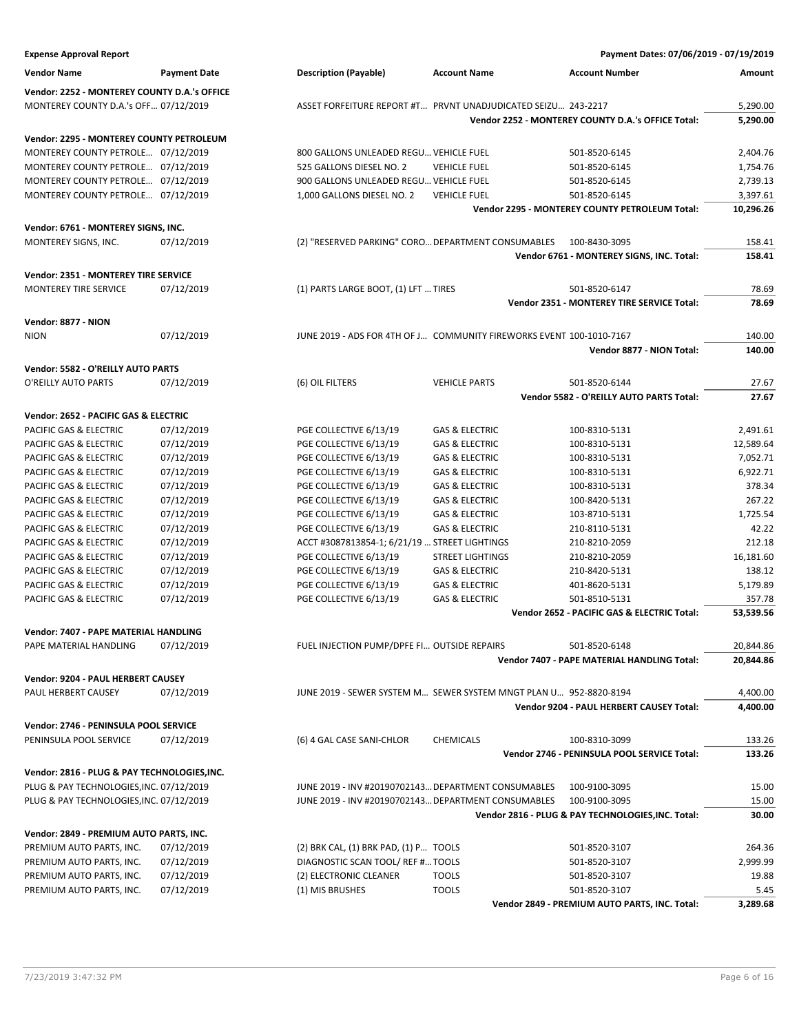**Expense Approval Report** &nbsp;&nbsp;&nbsp;&nbsp; **Payment Dates: 07/06/2019 - 07/19/2019**

| Vendor Name | Payment Date | Description (Payable) | Account Name | Account Number | Amount |
|---|---|---|---|---|---|
| **Vendor: 2252 - MONTEREY COUNTY D.A.'s OFFICE** | | | | | |
| MONTEREY COUNTY D.A.'s OFF... | 07/12/2019 | ASSET FORFEITURE REPORT #T... | PRVNT UNADJUDICATED SEIZU... | 243-2217 | 5,290.00 |
| | | | | **Vendor 2252 - MONTEREY COUNTY D.A.'s OFFICE Total:** | **5,290.00** |
| **Vendor: 2295 - MONTEREY COUNTY PETROLEUM** | | | | | |
| MONTEREY COUNTY PETROLE... | 07/12/2019 | 800 GALLONS UNLEADED REGU... | VEHICLE FUEL | 501-8520-6145 | 2,404.76 |
| MONTEREY COUNTY PETROLE... | 07/12/2019 | 525 GALLONS DIESEL NO. 2 | VEHICLE FUEL | 501-8520-6145 | 1,754.76 |
| MONTEREY COUNTY PETROLE... | 07/12/2019 | 900 GALLONS UNLEADED REGU... | VEHICLE FUEL | 501-8520-6145 | 2,739.13 |
| MONTEREY COUNTY PETROLE... | 07/12/2019 | 1,000 GALLONS DIESEL NO. 2 | VEHICLE FUEL | 501-8520-6145 | 3,397.61 |
| | | | | **Vendor 2295 - MONTEREY COUNTY PETROLEUM Total:** | **10,296.26** |
| **Vendor: 6761 - MONTEREY SIGNS, INC.** | | | | | |
| MONTEREY SIGNS, INC. | 07/12/2019 | (2) "RESERVED PARKING" CORO... | DEPARTMENT CONSUMABLES | 100-8430-3095 | 158.41 |
| | | | | **Vendor 6761 - MONTEREY SIGNS, INC. Total:** | **158.41** |
| **Vendor: 2351 - MONTEREY TIRE SERVICE** | | | | | |
| MONTEREY TIRE SERVICE | 07/12/2019 | (1) PARTS LARGE BOOT, (1) LFT ... | TIRES | 501-8520-6147 | 78.69 |
| | | | | **Vendor 2351 - MONTEREY TIRE SERVICE Total:** | **78.69** |
| **Vendor: 8877 - NION** | | | | | |
| NION | 07/12/2019 | JUNE 2019 - ADS FOR 4TH OF J... | COMMUNITY FIREWORKS EVENT | 100-1010-7167 | 140.00 |
| | | | | **Vendor 8877 - NION Total:** | **140.00** |
| **Vendor: 5582 - O'REILLY AUTO PARTS** | | | | | |
| O'REILLY AUTO PARTS | 07/12/2019 | (6) OIL FILTERS | VEHICLE PARTS | 501-8520-6144 | 27.67 |
| | | | | **Vendor 5582 - O'REILLY AUTO PARTS Total:** | **27.67** |
| **Vendor: 2652 - PACIFIC GAS & ELECTRIC** | | | | | |
| PACIFIC GAS & ELECTRIC | 07/12/2019 | PGE COLLECTIVE 6/13/19 | GAS & ELECTRIC | 100-8310-5131 | 2,491.61 |
| PACIFIC GAS & ELECTRIC | 07/12/2019 | PGE COLLECTIVE 6/13/19 | GAS & ELECTRIC | 100-8310-5131 | 12,589.64 |
| PACIFIC GAS & ELECTRIC | 07/12/2019 | PGE COLLECTIVE 6/13/19 | GAS & ELECTRIC | 100-8310-5131 | 7,052.71 |
| PACIFIC GAS & ELECTRIC | 07/12/2019 | PGE COLLECTIVE 6/13/19 | GAS & ELECTRIC | 100-8310-5131 | 6,922.71 |
| PACIFIC GAS & ELECTRIC | 07/12/2019 | PGE COLLECTIVE 6/13/19 | GAS & ELECTRIC | 100-8310-5131 | 378.34 |
| PACIFIC GAS & ELECTRIC | 07/12/2019 | PGE COLLECTIVE 6/13/19 | GAS & ELECTRIC | 100-8420-5131 | 267.22 |
| PACIFIC GAS & ELECTRIC | 07/12/2019 | PGE COLLECTIVE 6/13/19 | GAS & ELECTRIC | 103-8710-5131 | 1,725.54 |
| PACIFIC GAS & ELECTRIC | 07/12/2019 | PGE COLLECTIVE 6/13/19 | GAS & ELECTRIC | 210-8110-5131 | 42.22 |
| PACIFIC GAS & ELECTRIC | 07/12/2019 | ACCT #3087813854-1; 6/21/19 ... | STREET LIGHTINGS | 210-8210-2059 | 212.18 |
| PACIFIC GAS & ELECTRIC | 07/12/2019 | PGE COLLECTIVE 6/13/19 | STREET LIGHTINGS | 210-8210-2059 | 16,181.60 |
| PACIFIC GAS & ELECTRIC | 07/12/2019 | PGE COLLECTIVE 6/13/19 | GAS & ELECTRIC | 210-8420-5131 | 138.12 |
| PACIFIC GAS & ELECTRIC | 07/12/2019 | PGE COLLECTIVE 6/13/19 | GAS & ELECTRIC | 401-8620-5131 | 5,179.89 |
| PACIFIC GAS & ELECTRIC | 07/12/2019 | PGE COLLECTIVE 6/13/19 | GAS & ELECTRIC | 501-8510-5131 | 357.78 |
| | | | | **Vendor 2652 - PACIFIC GAS & ELECTRIC Total:** | **53,539.56** |
| **Vendor: 7407 - PAPE MATERIAL HANDLING** | | | | | |
| PAPE MATERIAL HANDLING | 07/12/2019 | FUEL INJECTION PUMP/DPFE FI... | OUTSIDE REPAIRS | 501-8520-6148 | 20,844.86 |
| | | | | **Vendor 7407 - PAPE MATERIAL HANDLING Total:** | **20,844.86** |
| **Vendor: 9204 - PAUL HERBERT CAUSEY** | | | | | |
| PAUL HERBERT CAUSEY | 07/12/2019 | JUNE 2019 - SEWER SYSTEM M... | SEWER SYSTEM MNGT PLAN U... | 952-8820-8194 | 4,400.00 |
| | | | | **Vendor 9204 - PAUL HERBERT CAUSEY Total:** | **4,400.00** |
| **Vendor: 2746 - PENINSULA POOL SERVICE** | | | | | |
| PENINSULA POOL SERVICE | 07/12/2019 | (6) 4 GAL CASE SANI-CHLOR | CHEMICALS | 100-8310-3099 | 133.26 |
| | | | | **Vendor 2746 - PENINSULA POOL SERVICE Total:** | **133.26** |
| **Vendor: 2816 - PLUG & PAY TECHNOLOGIES,INC.** | | | | | |
| PLUG & PAY TECHNOLOGIES,INC. | 07/12/2019 | JUNE 2019 - INV #20190702143... | DEPARTMENT CONSUMABLES | 100-9100-3095 | 15.00 |
| PLUG & PAY TECHNOLOGIES,INC. | 07/12/2019 | JUNE 2019 - INV #20190702143... | DEPARTMENT CONSUMABLES | 100-9100-3095 | 15.00 |
| | | | | **Vendor 2816 - PLUG & PAY TECHNOLOGIES,INC. Total:** | **30.00** |
| **Vendor: 2849 - PREMIUM AUTO PARTS, INC.** | | | | | |
| PREMIUM AUTO PARTS, INC. | 07/12/2019 | (2) BRK CAL, (1) BRK PAD, (1) P... | TOOLS | 501-8520-3107 | 264.36 |
| PREMIUM AUTO PARTS, INC. | 07/12/2019 | DIAGNOSTIC SCAN TOOL/ REF #... | TOOLS | 501-8520-3107 | 2,999.99 |
| PREMIUM AUTO PARTS, INC. | 07/12/2019 | (2) ELECTRONIC CLEANER | TOOLS | 501-8520-3107 | 19.88 |
| PREMIUM AUTO PARTS, INC. | 07/12/2019 | (1) MIS BRUSHES | TOOLS | 501-8520-3107 | 5.45 |
| | | | | **Vendor 2849 - PREMIUM AUTO PARTS, INC. Total:** | **3,289.68** |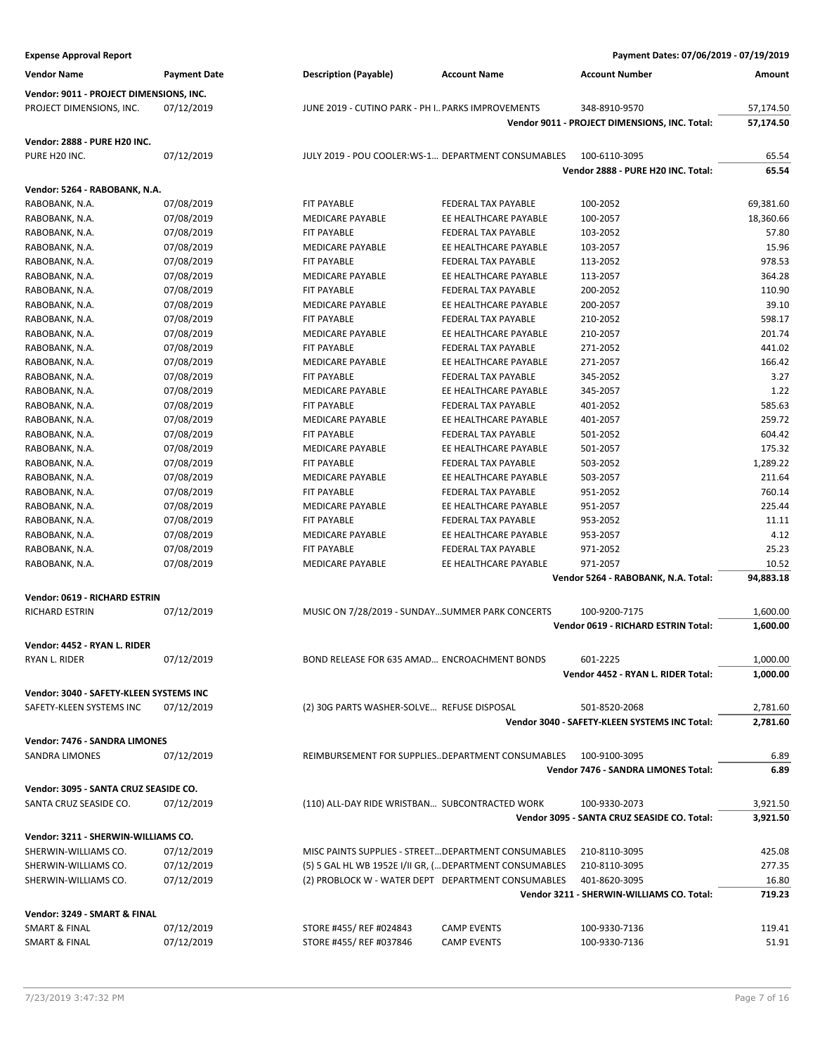**Expense Approval Report** — Payment Dates: 07/06/2019 - 07/19/2019

| Vendor Name | Payment Date | Description (Payable) | Account Name | Account Number | Amount |
|---|---|---|---|---|---|
| **Vendor: 9011 - PROJECT DIMENSIONS, INC.** | | | | | |
| PROJECT DIMENSIONS, INC. | 07/12/2019 | JUNE 2019 - CUTINO PARK - PH I... | PARKS IMPROVEMENTS | 348-8910-9570 | 57,174.50 |
| | | | | **Vendor 9011 - PROJECT DIMENSIONS, INC. Total:** | **57,174.50** |
| **Vendor: 2888 - PURE H20 INC.** | | | | | |
| PURE H20 INC. | 07/12/2019 | JULY 2019 - POU COOLER:WS-1... | DEPARTMENT CONSUMABLES | 100-6110-3095 | 65.54 |
| | | | | **Vendor 2888 - PURE H20 INC. Total:** | **65.54** |
| **Vendor: 5264 - RABOBANK, N.A.** | | | | | |
| RABOBANK, N.A. | 07/08/2019 | FIT PAYABLE | FEDERAL TAX PAYABLE | 100-2052 | 69,381.60 |
| RABOBANK, N.A. | 07/08/2019 | MEDICARE PAYABLE | EE HEALTHCARE PAYABLE | 100-2057 | 18,360.66 |
| RABOBANK, N.A. | 07/08/2019 | FIT PAYABLE | FEDERAL TAX PAYABLE | 103-2052 | 57.80 |
| RABOBANK, N.A. | 07/08/2019 | MEDICARE PAYABLE | EE HEALTHCARE PAYABLE | 103-2057 | 15.96 |
| RABOBANK, N.A. | 07/08/2019 | FIT PAYABLE | FEDERAL TAX PAYABLE | 113-2052 | 978.53 |
| RABOBANK, N.A. | 07/08/2019 | MEDICARE PAYABLE | EE HEALTHCARE PAYABLE | 113-2057 | 364.28 |
| RABOBANK, N.A. | 07/08/2019 | FIT PAYABLE | FEDERAL TAX PAYABLE | 200-2052 | 110.90 |
| RABOBANK, N.A. | 07/08/2019 | MEDICARE PAYABLE | EE HEALTHCARE PAYABLE | 200-2057 | 39.10 |
| RABOBANK, N.A. | 07/08/2019 | FIT PAYABLE | FEDERAL TAX PAYABLE | 210-2052 | 598.17 |
| RABOBANK, N.A. | 07/08/2019 | MEDICARE PAYABLE | EE HEALTHCARE PAYABLE | 210-2057 | 201.74 |
| RABOBANK, N.A. | 07/08/2019 | FIT PAYABLE | FEDERAL TAX PAYABLE | 271-2052 | 441.02 |
| RABOBANK, N.A. | 07/08/2019 | MEDICARE PAYABLE | EE HEALTHCARE PAYABLE | 271-2057 | 166.42 |
| RABOBANK, N.A. | 07/08/2019 | FIT PAYABLE | FEDERAL TAX PAYABLE | 345-2052 | 3.27 |
| RABOBANK, N.A. | 07/08/2019 | MEDICARE PAYABLE | EE HEALTHCARE PAYABLE | 345-2057 | 1.22 |
| RABOBANK, N.A. | 07/08/2019 | FIT PAYABLE | FEDERAL TAX PAYABLE | 401-2052 | 585.63 |
| RABOBANK, N.A. | 07/08/2019 | MEDICARE PAYABLE | EE HEALTHCARE PAYABLE | 401-2057 | 259.72 |
| RABOBANK, N.A. | 07/08/2019 | FIT PAYABLE | FEDERAL TAX PAYABLE | 501-2052 | 604.42 |
| RABOBANK, N.A. | 07/08/2019 | MEDICARE PAYABLE | EE HEALTHCARE PAYABLE | 501-2057 | 175.32 |
| RABOBANK, N.A. | 07/08/2019 | FIT PAYABLE | FEDERAL TAX PAYABLE | 503-2052 | 1,289.22 |
| RABOBANK, N.A. | 07/08/2019 | MEDICARE PAYABLE | EE HEALTHCARE PAYABLE | 503-2057 | 211.64 |
| RABOBANK, N.A. | 07/08/2019 | FIT PAYABLE | FEDERAL TAX PAYABLE | 951-2052 | 760.14 |
| RABOBANK, N.A. | 07/08/2019 | MEDICARE PAYABLE | EE HEALTHCARE PAYABLE | 951-2057 | 225.44 |
| RABOBANK, N.A. | 07/08/2019 | FIT PAYABLE | FEDERAL TAX PAYABLE | 953-2052 | 11.11 |
| RABOBANK, N.A. | 07/08/2019 | MEDICARE PAYABLE | EE HEALTHCARE PAYABLE | 953-2057 | 4.12 |
| RABOBANK, N.A. | 07/08/2019 | FIT PAYABLE | FEDERAL TAX PAYABLE | 971-2052 | 25.23 |
| RABOBANK, N.A. | 07/08/2019 | MEDICARE PAYABLE | EE HEALTHCARE PAYABLE | 971-2057 | 10.52 |
| | | | | **Vendor 5264 - RABOBANK, N.A. Total:** | **94,883.18** |
| **Vendor: 0619 - RICHARD ESTRIN** | | | | | |
| RICHARD ESTRIN | 07/12/2019 | MUSIC ON 7/28/2019 - SUNDAY... | SUMMER PARK CONCERTS | 100-9200-7175 | 1,600.00 |
| | | | | **Vendor 0619 - RICHARD ESTRIN Total:** | **1,600.00** |
| **Vendor: 4452 - RYAN L. RIDER** | | | | | |
| RYAN L. RIDER | 07/12/2019 | BOND RELEASE FOR 635 AMAD... | ENCROACHMENT BONDS | 601-2225 | 1,000.00 |
| | | | | **Vendor 4452 - RYAN L. RIDER Total:** | **1,000.00** |
| **Vendor: 3040 - SAFETY-KLEEN SYSTEMS INC** | | | | | |
| SAFETY-KLEEN SYSTEMS INC | 07/12/2019 | (2) 30G PARTS WASHER-SOLVE... | REFUSE DISPOSAL | 501-8520-2068 | 2,781.60 |
| | | | | **Vendor 3040 - SAFETY-KLEEN SYSTEMS INC Total:** | **2,781.60** |
| **Vendor: 7476 - SANDRA LIMONES** | | | | | |
| SANDRA LIMONES | 07/12/2019 | REIMBURSEMENT FOR SUPPLIES... | DEPARTMENT CONSUMABLES | 100-9100-3095 | 6.89 |
| | | | | **Vendor 7476 - SANDRA LIMONES Total:** | **6.89** |
| **Vendor: 3095 - SANTA CRUZ SEASIDE CO.** | | | | | |
| SANTA CRUZ SEASIDE CO. | 07/12/2019 | (110) ALL-DAY RIDE WRISTBAN... | SUBCONTRACTED WORK | 100-9330-2073 | 3,921.50 |
| | | | | **Vendor 3095 - SANTA CRUZ SEASIDE CO. Total:** | **3,921.50** |
| **Vendor: 3211 - SHERWIN-WILLIAMS CO.** | | | | | |
| SHERWIN-WILLIAMS CO. | 07/12/2019 | MISC PAINTS SUPPLIES - STREET... | DEPARTMENT CONSUMABLES | 210-8110-3095 | 425.08 |
| SHERWIN-WILLIAMS CO. | 07/12/2019 | (5) 5 GAL HL WB 1952E I/II GR, (... | DEPARTMENT CONSUMABLES | 210-8110-3095 | 277.35 |
| SHERWIN-WILLIAMS CO. | 07/12/2019 | (2) PROBLOCK W - WATER DEPT | DEPARTMENT CONSUMABLES | 401-8620-3095 | 16.80 |
| | | | | **Vendor 3211 - SHERWIN-WILLIAMS CO. Total:** | **719.23** |
| **Vendor: 3249 - SMART & FINAL** | | | | | |
| SMART & FINAL | 07/12/2019 | STORE #455/ REF #024843 | CAMP EVENTS | 100-9330-7136 | 119.41 |
| SMART & FINAL | 07/12/2019 | STORE #455/ REF #037846 | CAMP EVENTS | 100-9330-7136 | 51.91 |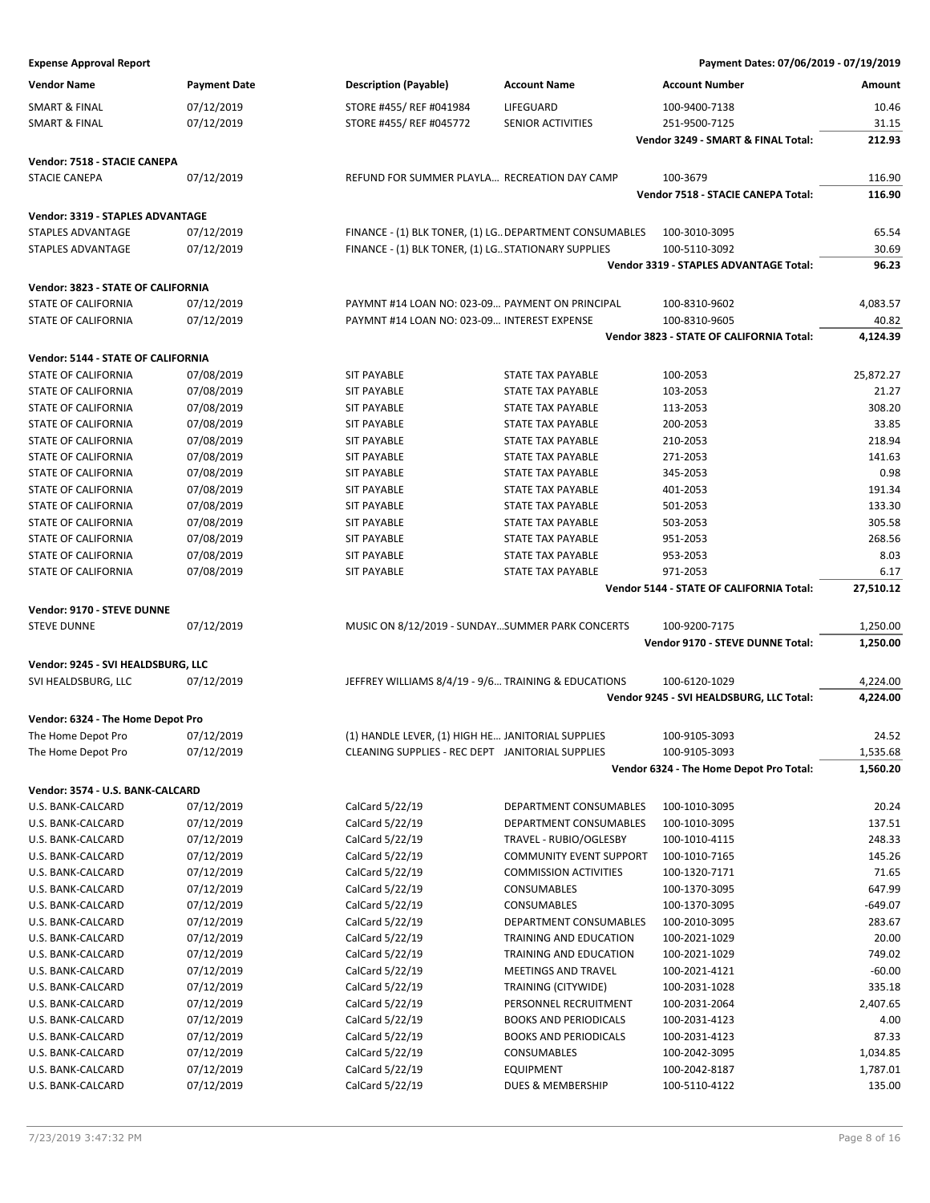**Expense Approval Report** — Payment Dates: 07/06/2019 - 07/19/2019

| Vendor Name | Payment Date | Description (Payable) | Account Name | Account Number | Amount |
|---|---|---|---|---|---|
| SMART & FINAL | 07/12/2019 | STORE #455/ REF #041984 | LIFEGUARD | 100-9400-7138 | 10.46 |
| SMART & FINAL | 07/12/2019 | STORE #455/ REF #045772 | SENIOR ACTIVITIES | 251-9500-7125 | 31.15 |
| | | | | **Vendor 3249 - SMART & FINAL Total:** | **212.93** |
| **Vendor: 7518 - STACIE CANEPA** | | | | | |
| STACIE CANEPA | 07/12/2019 | REFUND FOR SUMMER PLAYLA... | RECREATION DAY CAMP | 100-3679 | 116.90 |
| | | | | **Vendor 7518 - STACIE CANEPA Total:** | **116.90** |
| **Vendor: 3319 - STAPLES ADVANTAGE** | | | | | |
| STAPLES ADVANTAGE | 07/12/2019 | FINANCE - (1) BLK TONER, (1) LG.. | DEPARTMENT CONSUMABLES | 100-3010-3095 | 65.54 |
| STAPLES ADVANTAGE | 07/12/2019 | FINANCE - (1) BLK TONER, (1) LG.. | STATIONARY SUPPLIES | 100-5110-3092 | 30.69 |
| | | | | **Vendor 3319 - STAPLES ADVANTAGE Total:** | **96.23** |
| **Vendor: 3823 - STATE OF CALIFORNIA** | | | | | |
| STATE OF CALIFORNIA | 07/12/2019 | PAYMNT #14 LOAN NO: 023-09... | PAYMENT ON PRINCIPAL | 100-8310-9602 | 4,083.57 |
| STATE OF CALIFORNIA | 07/12/2019 | PAYMNT #14 LOAN NO: 023-09... | INTEREST EXPENSE | 100-8310-9605 | 40.82 |
| | | | | **Vendor 3823 - STATE OF CALIFORNIA Total:** | **4,124.39** |
| **Vendor: 5144 - STATE OF CALIFORNIA** | | | | | |
| STATE OF CALIFORNIA | 07/08/2019 | SIT PAYABLE | STATE TAX PAYABLE | 100-2053 | 25,872.27 |
| STATE OF CALIFORNIA | 07/08/2019 | SIT PAYABLE | STATE TAX PAYABLE | 103-2053 | 21.27 |
| STATE OF CALIFORNIA | 07/08/2019 | SIT PAYABLE | STATE TAX PAYABLE | 113-2053 | 308.20 |
| STATE OF CALIFORNIA | 07/08/2019 | SIT PAYABLE | STATE TAX PAYABLE | 200-2053 | 33.85 |
| STATE OF CALIFORNIA | 07/08/2019 | SIT PAYABLE | STATE TAX PAYABLE | 210-2053 | 218.94 |
| STATE OF CALIFORNIA | 07/08/2019 | SIT PAYABLE | STATE TAX PAYABLE | 271-2053 | 141.63 |
| STATE OF CALIFORNIA | 07/08/2019 | SIT PAYABLE | STATE TAX PAYABLE | 345-2053 | 0.98 |
| STATE OF CALIFORNIA | 07/08/2019 | SIT PAYABLE | STATE TAX PAYABLE | 401-2053 | 191.34 |
| STATE OF CALIFORNIA | 07/08/2019 | SIT PAYABLE | STATE TAX PAYABLE | 501-2053 | 133.30 |
| STATE OF CALIFORNIA | 07/08/2019 | SIT PAYABLE | STATE TAX PAYABLE | 503-2053 | 305.58 |
| STATE OF CALIFORNIA | 07/08/2019 | SIT PAYABLE | STATE TAX PAYABLE | 951-2053 | 268.56 |
| STATE OF CALIFORNIA | 07/08/2019 | SIT PAYABLE | STATE TAX PAYABLE | 953-2053 | 8.03 |
| STATE OF CALIFORNIA | 07/08/2019 | SIT PAYABLE | STATE TAX PAYABLE | 971-2053 | 6.17 |
| | | | | **Vendor 5144 - STATE OF CALIFORNIA Total:** | **27,510.12** |
| **Vendor: 9170 - STEVE DUNNE** | | | | | |
| STEVE DUNNE | 07/12/2019 | MUSIC ON 8/12/2019 - SUNDAY... | SUMMER PARK CONCERTS | 100-9200-7175 | 1,250.00 |
| | | | | **Vendor 9170 - STEVE DUNNE Total:** | **1,250.00** |
| **Vendor: 9245 - SVI HEALDSBURG, LLC** | | | | | |
| SVI HEALDSBURG, LLC | 07/12/2019 | JEFFREY WILLIAMS 8/4/19 - 9/6... | TRAINING & EDUCATIONS | 100-6120-1029 | 4,224.00 |
| | | | | **Vendor 9245 - SVI HEALDSBURG, LLC Total:** | **4,224.00** |
| **Vendor: 6324 - The Home Depot Pro** | | | | | |
| The Home Depot Pro | 07/12/2019 | (1) HANDLE LEVER, (1) HIGH HE... | JANITORIAL SUPPLIES | 100-9105-3093 | 24.52 |
| The Home Depot Pro | 07/12/2019 | CLEANING SUPPLIES - REC DEPT | JANITORIAL SUPPLIES | 100-9105-3093 | 1,535.68 |
| | | | | **Vendor 6324 - The Home Depot Pro Total:** | **1,560.20** |
| **Vendor: 3574 - U.S. BANK-CALCARD** | | | | | |
| U.S. BANK-CALCARD | 07/12/2019 | CalCard 5/22/19 | DEPARTMENT CONSUMABLES | 100-1010-3095 | 20.24 |
| U.S. BANK-CALCARD | 07/12/2019 | CalCard 5/22/19 | DEPARTMENT CONSUMABLES | 100-1010-3095 | 137.51 |
| U.S. BANK-CALCARD | 07/12/2019 | CalCard 5/22/19 | TRAVEL - RUBIO/OGLESBY | 100-1010-4115 | 248.33 |
| U.S. BANK-CALCARD | 07/12/2019 | CalCard 5/22/19 | COMMUNITY EVENT SUPPORT | 100-1010-7165 | 145.26 |
| U.S. BANK-CALCARD | 07/12/2019 | CalCard 5/22/19 | COMMISSION ACTIVITIES | 100-1320-7171 | 71.65 |
| U.S. BANK-CALCARD | 07/12/2019 | CalCard 5/22/19 | CONSUMABLES | 100-1370-3095 | 647.99 |
| U.S. BANK-CALCARD | 07/12/2019 | CalCard 5/22/19 | CONSUMABLES | 100-1370-3095 | -649.07 |
| U.S. BANK-CALCARD | 07/12/2019 | CalCard 5/22/19 | DEPARTMENT CONSUMABLES | 100-2010-3095 | 283.67 |
| U.S. BANK-CALCARD | 07/12/2019 | CalCard 5/22/19 | TRAINING AND EDUCATION | 100-2021-1029 | 20.00 |
| U.S. BANK-CALCARD | 07/12/2019 | CalCard 5/22/19 | TRAINING AND EDUCATION | 100-2021-1029 | 749.02 |
| U.S. BANK-CALCARD | 07/12/2019 | CalCard 5/22/19 | MEETINGS AND TRAVEL | 100-2021-4121 | -60.00 |
| U.S. BANK-CALCARD | 07/12/2019 | CalCard 5/22/19 | TRAINING (CITYWIDE) | 100-2031-1028 | 335.18 |
| U.S. BANK-CALCARD | 07/12/2019 | CalCard 5/22/19 | PERSONNEL RECRUITMENT | 100-2031-2064 | 2,407.65 |
| U.S. BANK-CALCARD | 07/12/2019 | CalCard 5/22/19 | BOOKS AND PERIODICALS | 100-2031-4123 | 4.00 |
| U.S. BANK-CALCARD | 07/12/2019 | CalCard 5/22/19 | BOOKS AND PERIODICALS | 100-2031-4123 | 87.33 |
| U.S. BANK-CALCARD | 07/12/2019 | CalCard 5/22/19 | CONSUMABLES | 100-2042-3095 | 1,034.85 |
| U.S. BANK-CALCARD | 07/12/2019 | CalCard 5/22/19 | EQUIPMENT | 100-2042-8187 | 1,787.01 |
| U.S. BANK-CALCARD | 07/12/2019 | CalCard 5/22/19 | DUES & MEMBERSHIP | 100-5110-4122 | 135.00 |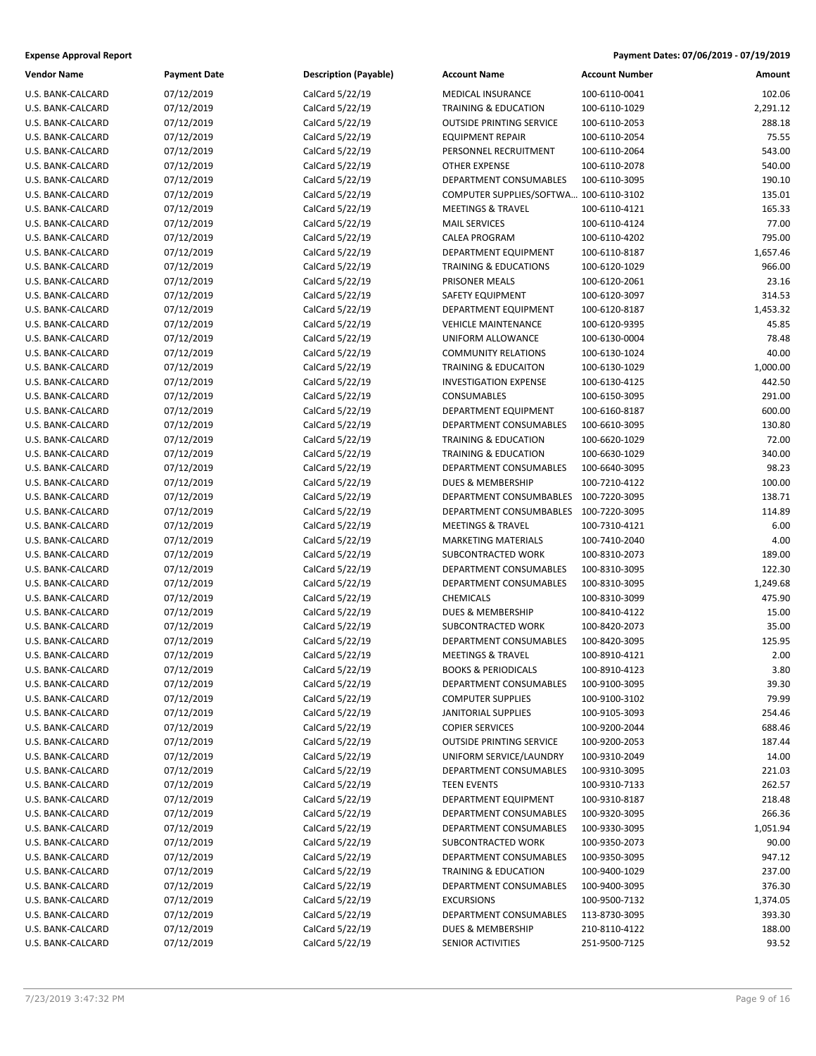**Expense Approval Report** **Payment Dates: 07/06/2019 - 07/19/2019**

| Vendor Name | Payment Date | Description (Payable) | Account Name | Account Number | Amount |
|---|---|---|---|---|---|
| U.S. BANK-CALCARD | 07/12/2019 | CalCard 5/22/19 | MEDICAL INSURANCE | 100-6110-0041 | 102.06 |
| U.S. BANK-CALCARD | 07/12/2019 | CalCard 5/22/19 | TRAINING & EDUCATION | 100-6110-1029 | 2,291.12 |
| U.S. BANK-CALCARD | 07/12/2019 | CalCard 5/22/19 | OUTSIDE PRINTING SERVICE | 100-6110-2053 | 288.18 |
| U.S. BANK-CALCARD | 07/12/2019 | CalCard 5/22/19 | EQUIPMENT REPAIR | 100-6110-2054 | 75.55 |
| U.S. BANK-CALCARD | 07/12/2019 | CalCard 5/22/19 | PERSONNEL RECRUITMENT | 100-6110-2064 | 543.00 |
| U.S. BANK-CALCARD | 07/12/2019 | CalCard 5/22/19 | OTHER EXPENSE | 100-6110-2078 | 540.00 |
| U.S. BANK-CALCARD | 07/12/2019 | CalCard 5/22/19 | DEPARTMENT CONSUMABLES | 100-6110-3095 | 190.10 |
| U.S. BANK-CALCARD | 07/12/2019 | CalCard 5/22/19 | COMPUTER SUPPLIES/SOFTWA... | 100-6110-3102 | 135.01 |
| U.S. BANK-CALCARD | 07/12/2019 | CalCard 5/22/19 | MEETINGS & TRAVEL | 100-6110-4121 | 165.33 |
| U.S. BANK-CALCARD | 07/12/2019 | CalCard 5/22/19 | MAIL SERVICES | 100-6110-4124 | 77.00 |
| U.S. BANK-CALCARD | 07/12/2019 | CalCard 5/22/19 | CALEA PROGRAM | 100-6110-4202 | 795.00 |
| U.S. BANK-CALCARD | 07/12/2019 | CalCard 5/22/19 | DEPARTMENT EQUIPMENT | 100-6110-8187 | 1,657.46 |
| U.S. BANK-CALCARD | 07/12/2019 | CalCard 5/22/19 | TRAINING & EDUCATIONS | 100-6120-1029 | 966.00 |
| U.S. BANK-CALCARD | 07/12/2019 | CalCard 5/22/19 | PRISONER MEALS | 100-6120-2061 | 23.16 |
| U.S. BANK-CALCARD | 07/12/2019 | CalCard 5/22/19 | SAFETY EQUIPMENT | 100-6120-3097 | 314.53 |
| U.S. BANK-CALCARD | 07/12/2019 | CalCard 5/22/19 | DEPARTMENT EQUIPMENT | 100-6120-8187 | 1,453.32 |
| U.S. BANK-CALCARD | 07/12/2019 | CalCard 5/22/19 | VEHICLE MAINTENANCE | 100-6120-9395 | 45.85 |
| U.S. BANK-CALCARD | 07/12/2019 | CalCard 5/22/19 | UNIFORM ALLOWANCE | 100-6130-0004 | 78.48 |
| U.S. BANK-CALCARD | 07/12/2019 | CalCard 5/22/19 | COMMUNITY RELATIONS | 100-6130-1024 | 40.00 |
| U.S. BANK-CALCARD | 07/12/2019 | CalCard 5/22/19 | TRAINING & EDUCAITON | 100-6130-1029 | 1,000.00 |
| U.S. BANK-CALCARD | 07/12/2019 | CalCard 5/22/19 | INVESTIGATION EXPENSE | 100-6130-4125 | 442.50 |
| U.S. BANK-CALCARD | 07/12/2019 | CalCard 5/22/19 | CONSUMABLES | 100-6150-3095 | 291.00 |
| U.S. BANK-CALCARD | 07/12/2019 | CalCard 5/22/19 | DEPARTMENT EQUIPMENT | 100-6160-8187 | 600.00 |
| U.S. BANK-CALCARD | 07/12/2019 | CalCard 5/22/19 | DEPARTMENT CONSUMABLES | 100-6610-3095 | 130.80 |
| U.S. BANK-CALCARD | 07/12/2019 | CalCard 5/22/19 | TRAINING & EDUCATION | 100-6620-1029 | 72.00 |
| U.S. BANK-CALCARD | 07/12/2019 | CalCard 5/22/19 | TRAINING & EDUCATION | 100-6630-1029 | 340.00 |
| U.S. BANK-CALCARD | 07/12/2019 | CalCard 5/22/19 | DEPARTMENT CONSUMABLES | 100-6640-3095 | 98.23 |
| U.S. BANK-CALCARD | 07/12/2019 | CalCard 5/22/19 | DUES & MEMBERSHIP | 100-7210-4122 | 100.00 |
| U.S. BANK-CALCARD | 07/12/2019 | CalCard 5/22/19 | DEPARTMENT CONSUMBABLES | 100-7220-3095 | 138.71 |
| U.S. BANK-CALCARD | 07/12/2019 | CalCard 5/22/19 | DEPARTMENT CONSUMBABLES | 100-7220-3095 | 114.89 |
| U.S. BANK-CALCARD | 07/12/2019 | CalCard 5/22/19 | MEETINGS & TRAVEL | 100-7310-4121 | 6.00 |
| U.S. BANK-CALCARD | 07/12/2019 | CalCard 5/22/19 | MARKETING MATERIALS | 100-7410-2040 | 4.00 |
| U.S. BANK-CALCARD | 07/12/2019 | CalCard 5/22/19 | SUBCONTRACTED WORK | 100-8310-2073 | 189.00 |
| U.S. BANK-CALCARD | 07/12/2019 | CalCard 5/22/19 | DEPARTMENT CONSUMABLES | 100-8310-3095 | 122.30 |
| U.S. BANK-CALCARD | 07/12/2019 | CalCard 5/22/19 | DEPARTMENT CONSUMABLES | 100-8310-3095 | 1,249.68 |
| U.S. BANK-CALCARD | 07/12/2019 | CalCard 5/22/19 | CHEMICALS | 100-8310-3099 | 475.90 |
| U.S. BANK-CALCARD | 07/12/2019 | CalCard 5/22/19 | DUES & MEMBERSHIP | 100-8410-4122 | 15.00 |
| U.S. BANK-CALCARD | 07/12/2019 | CalCard 5/22/19 | SUBCONTRACTED WORK | 100-8420-2073 | 35.00 |
| U.S. BANK-CALCARD | 07/12/2019 | CalCard 5/22/19 | DEPARTMENT CONSUMABLES | 100-8420-3095 | 125.95 |
| U.S. BANK-CALCARD | 07/12/2019 | CalCard 5/22/19 | MEETINGS & TRAVEL | 100-8910-4121 | 2.00 |
| U.S. BANK-CALCARD | 07/12/2019 | CalCard 5/22/19 | BOOKS & PERIODICALS | 100-8910-4123 | 3.80 |
| U.S. BANK-CALCARD | 07/12/2019 | CalCard 5/22/19 | DEPARTMENT CONSUMABLES | 100-9100-3095 | 39.30 |
| U.S. BANK-CALCARD | 07/12/2019 | CalCard 5/22/19 | COMPUTER SUPPLIES | 100-9100-3102 | 79.99 |
| U.S. BANK-CALCARD | 07/12/2019 | CalCard 5/22/19 | JANITORIAL SUPPLIES | 100-9105-3093 | 254.46 |
| U.S. BANK-CALCARD | 07/12/2019 | CalCard 5/22/19 | COPIER SERVICES | 100-9200-2044 | 688.46 |
| U.S. BANK-CALCARD | 07/12/2019 | CalCard 5/22/19 | OUTSIDE PRINTING SERVICE | 100-9200-2053 | 187.44 |
| U.S. BANK-CALCARD | 07/12/2019 | CalCard 5/22/19 | UNIFORM SERVICE/LAUNDRY | 100-9310-2049 | 14.00 |
| U.S. BANK-CALCARD | 07/12/2019 | CalCard 5/22/19 | DEPARTMENT CONSUMABLES | 100-9310-3095 | 221.03 |
| U.S. BANK-CALCARD | 07/12/2019 | CalCard 5/22/19 | TEEN EVENTS | 100-9310-7133 | 262.57 |
| U.S. BANK-CALCARD | 07/12/2019 | CalCard 5/22/19 | DEPARTMENT EQUIPMENT | 100-9310-8187 | 218.48 |
| U.S. BANK-CALCARD | 07/12/2019 | CalCard 5/22/19 | DEPARTMENT CONSUMABLES | 100-9320-3095 | 266.36 |
| U.S. BANK-CALCARD | 07/12/2019 | CalCard 5/22/19 | DEPARTMENT CONSUMABLES | 100-9330-3095 | 1,051.94 |
| U.S. BANK-CALCARD | 07/12/2019 | CalCard 5/22/19 | SUBCONTRACTED WORK | 100-9350-2073 | 90.00 |
| U.S. BANK-CALCARD | 07/12/2019 | CalCard 5/22/19 | DEPARTMENT CONSUMABLES | 100-9350-3095 | 947.12 |
| U.S. BANK-CALCARD | 07/12/2019 | CalCard 5/22/19 | TRAINING & EDUCATION | 100-9400-1029 | 237.00 |
| U.S. BANK-CALCARD | 07/12/2019 | CalCard 5/22/19 | DEPARTMENT CONSUMABLES | 100-9400-3095 | 376.30 |
| U.S. BANK-CALCARD | 07/12/2019 | CalCard 5/22/19 | EXCURSIONS | 100-9500-7132 | 1,374.05 |
| U.S. BANK-CALCARD | 07/12/2019 | CalCard 5/22/19 | DEPARTMENT CONSUMABLES | 113-8730-3095 | 393.30 |
| U.S. BANK-CALCARD | 07/12/2019 | CalCard 5/22/19 | DUES & MEMBERSHIP | 210-8110-4122 | 188.00 |
| U.S. BANK-CALCARD | 07/12/2019 | CalCard 5/22/19 | SENIOR ACTIVITIES | 251-9500-7125 | 93.52 |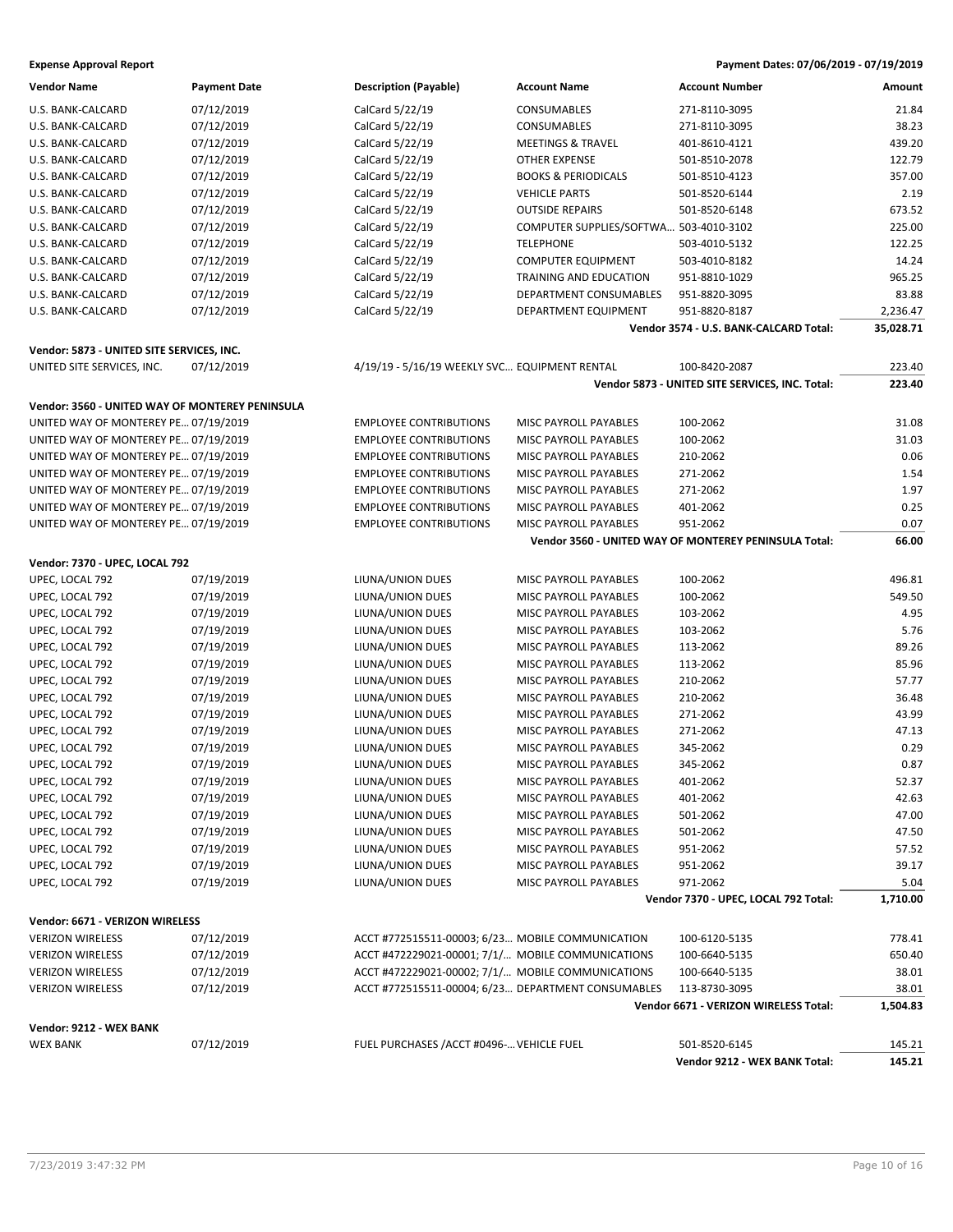**Expense Approval Report** — Payment Dates: 07/06/2019 - 07/19/2019

| Vendor Name | Payment Date | Description (Payable) | Account Name | Account Number | Amount |
|---|---|---|---|---|---|
| U.S. BANK-CALCARD | 07/12/2019 | CalCard 5/22/19 | CONSUMABLES | 271-8110-3095 | 21.84 |
| U.S. BANK-CALCARD | 07/12/2019 | CalCard 5/22/19 | CONSUMABLES | 271-8110-3095 | 38.23 |
| U.S. BANK-CALCARD | 07/12/2019 | CalCard 5/22/19 | MEETINGS & TRAVEL | 401-8610-4121 | 439.20 |
| U.S. BANK-CALCARD | 07/12/2019 | CalCard 5/22/19 | OTHER EXPENSE | 501-8510-2078 | 122.79 |
| U.S. BANK-CALCARD | 07/12/2019 | CalCard 5/22/19 | BOOKS & PERIODICALS | 501-8510-4123 | 357.00 |
| U.S. BANK-CALCARD | 07/12/2019 | CalCard 5/22/19 | VEHICLE PARTS | 501-8520-6144 | 2.19 |
| U.S. BANK-CALCARD | 07/12/2019 | CalCard 5/22/19 | OUTSIDE REPAIRS | 501-8520-6148 | 673.52 |
| U.S. BANK-CALCARD | 07/12/2019 | CalCard 5/22/19 | COMPUTER SUPPLIES/SOFTWA... | 503-4010-3102 | 225.00 |
| U.S. BANK-CALCARD | 07/12/2019 | CalCard 5/22/19 | TELEPHONE | 503-4010-5132 | 122.25 |
| U.S. BANK-CALCARD | 07/12/2019 | CalCard 5/22/19 | COMPUTER EQUIPMENT | 503-4010-8182 | 14.24 |
| U.S. BANK-CALCARD | 07/12/2019 | CalCard 5/22/19 | TRAINING AND EDUCATION | 951-8810-1029 | 965.25 |
| U.S. BANK-CALCARD | 07/12/2019 | CalCard 5/22/19 | DEPARTMENT CONSUMABLES | 951-8820-3095 | 83.88 |
| U.S. BANK-CALCARD | 07/12/2019 | CalCard 5/22/19 | DEPARTMENT EQUIPMENT | 951-8820-8187 | 2,236.47 |
| | | | | **Vendor 3574 - U.S. BANK-CALCARD Total:** | **35,028.71** |
| **Vendor: 5873 - UNITED SITE SERVICES, INC.** | | | | | |
| UNITED SITE SERVICES, INC. | 07/12/2019 | 4/19/19 - 5/16/19 WEEKLY SVC... | EQUIPMENT RENTAL | 100-8420-2087 | 223.40 |
| | | | | **Vendor 5873 - UNITED SITE SERVICES, INC. Total:** | **223.40** |
| **Vendor: 3560 - UNITED WAY OF MONTEREY PENINSULA** | | | | | |
| UNITED WAY OF MONTEREY PE... | 07/19/2019 | EMPLOYEE CONTRIBUTIONS | MISC PAYROLL PAYABLES | 100-2062 | 31.08 |
| UNITED WAY OF MONTEREY PE... | 07/19/2019 | EMPLOYEE CONTRIBUTIONS | MISC PAYROLL PAYABLES | 100-2062 | 31.03 |
| UNITED WAY OF MONTEREY PE... | 07/19/2019 | EMPLOYEE CONTRIBUTIONS | MISC PAYROLL PAYABLES | 210-2062 | 0.06 |
| UNITED WAY OF MONTEREY PE... | 07/19/2019 | EMPLOYEE CONTRIBUTIONS | MISC PAYROLL PAYABLES | 271-2062 | 1.54 |
| UNITED WAY OF MONTEREY PE... | 07/19/2019 | EMPLOYEE CONTRIBUTIONS | MISC PAYROLL PAYABLES | 271-2062 | 1.97 |
| UNITED WAY OF MONTEREY PE... | 07/19/2019 | EMPLOYEE CONTRIBUTIONS | MISC PAYROLL PAYABLES | 401-2062 | 0.25 |
| UNITED WAY OF MONTEREY PE... | 07/19/2019 | EMPLOYEE CONTRIBUTIONS | MISC PAYROLL PAYABLES | 951-2062 | 0.07 |
| | | | | **Vendor 3560 - UNITED WAY OF MONTEREY PENINSULA Total:** | **66.00** |
| **Vendor: 7370 - UPEC, LOCAL 792** | | | | | |
| UPEC, LOCAL 792 | 07/19/2019 | LIUNA/UNION DUES | MISC PAYROLL PAYABLES | 100-2062 | 496.81 |
| UPEC, LOCAL 792 | 07/19/2019 | LIUNA/UNION DUES | MISC PAYROLL PAYABLES | 100-2062 | 549.50 |
| UPEC, LOCAL 792 | 07/19/2019 | LIUNA/UNION DUES | MISC PAYROLL PAYABLES | 103-2062 | 4.95 |
| UPEC, LOCAL 792 | 07/19/2019 | LIUNA/UNION DUES | MISC PAYROLL PAYABLES | 103-2062 | 5.76 |
| UPEC, LOCAL 792 | 07/19/2019 | LIUNA/UNION DUES | MISC PAYROLL PAYABLES | 113-2062 | 89.26 |
| UPEC, LOCAL 792 | 07/19/2019 | LIUNA/UNION DUES | MISC PAYROLL PAYABLES | 113-2062 | 85.96 |
| UPEC, LOCAL 792 | 07/19/2019 | LIUNA/UNION DUES | MISC PAYROLL PAYABLES | 210-2062 | 57.77 |
| UPEC, LOCAL 792 | 07/19/2019 | LIUNA/UNION DUES | MISC PAYROLL PAYABLES | 210-2062 | 36.48 |
| UPEC, LOCAL 792 | 07/19/2019 | LIUNA/UNION DUES | MISC PAYROLL PAYABLES | 271-2062 | 43.99 |
| UPEC, LOCAL 792 | 07/19/2019 | LIUNA/UNION DUES | MISC PAYROLL PAYABLES | 271-2062 | 47.13 |
| UPEC, LOCAL 792 | 07/19/2019 | LIUNA/UNION DUES | MISC PAYROLL PAYABLES | 345-2062 | 0.29 |
| UPEC, LOCAL 792 | 07/19/2019 | LIUNA/UNION DUES | MISC PAYROLL PAYABLES | 345-2062 | 0.87 |
| UPEC, LOCAL 792 | 07/19/2019 | LIUNA/UNION DUES | MISC PAYROLL PAYABLES | 401-2062 | 52.37 |
| UPEC, LOCAL 792 | 07/19/2019 | LIUNA/UNION DUES | MISC PAYROLL PAYABLES | 401-2062 | 42.63 |
| UPEC, LOCAL 792 | 07/19/2019 | LIUNA/UNION DUES | MISC PAYROLL PAYABLES | 501-2062 | 47.00 |
| UPEC, LOCAL 792 | 07/19/2019 | LIUNA/UNION DUES | MISC PAYROLL PAYABLES | 501-2062 | 47.50 |
| UPEC, LOCAL 792 | 07/19/2019 | LIUNA/UNION DUES | MISC PAYROLL PAYABLES | 951-2062 | 57.52 |
| UPEC, LOCAL 792 | 07/19/2019 | LIUNA/UNION DUES | MISC PAYROLL PAYABLES | 951-2062 | 39.17 |
| UPEC, LOCAL 792 | 07/19/2019 | LIUNA/UNION DUES | MISC PAYROLL PAYABLES | 971-2062 | 5.04 |
| | | | | **Vendor 7370 - UPEC, LOCAL 792 Total:** | **1,710.00** |
| **Vendor: 6671 - VERIZON WIRELESS** | | | | | |
| VERIZON WIRELESS | 07/12/2019 | ACCT #772515511-00003; 6/23... | MOBILE COMMUNICATION | 100-6120-5135 | 778.41 |
| VERIZON WIRELESS | 07/12/2019 | ACCT #472229021-00001; 7/1/... | MOBILE COMMUNICATIONS | 100-6640-5135 | 650.40 |
| VERIZON WIRELESS | 07/12/2019 | ACCT #472229021-00002; 7/1/... | MOBILE COMMUNICATIONS | 100-6640-5135 | 38.01 |
| VERIZON WIRELESS | 07/12/2019 | ACCT #772515511-00004; 6/23... | DEPARTMENT CONSUMABLES | 113-8730-3095 | 38.01 |
| | | | | **Vendor 6671 - VERIZON WIRELESS Total:** | **1,504.83** |
| **Vendor: 9212 - WEX BANK** | | | | | |
| WEX BANK | 07/12/2019 | FUEL PURCHASES /ACCT #0496-... | VEHICLE FUEL | 501-8520-6145 | 145.21 |
| | | | | **Vendor 9212 - WEX BANK Total:** | **145.21** |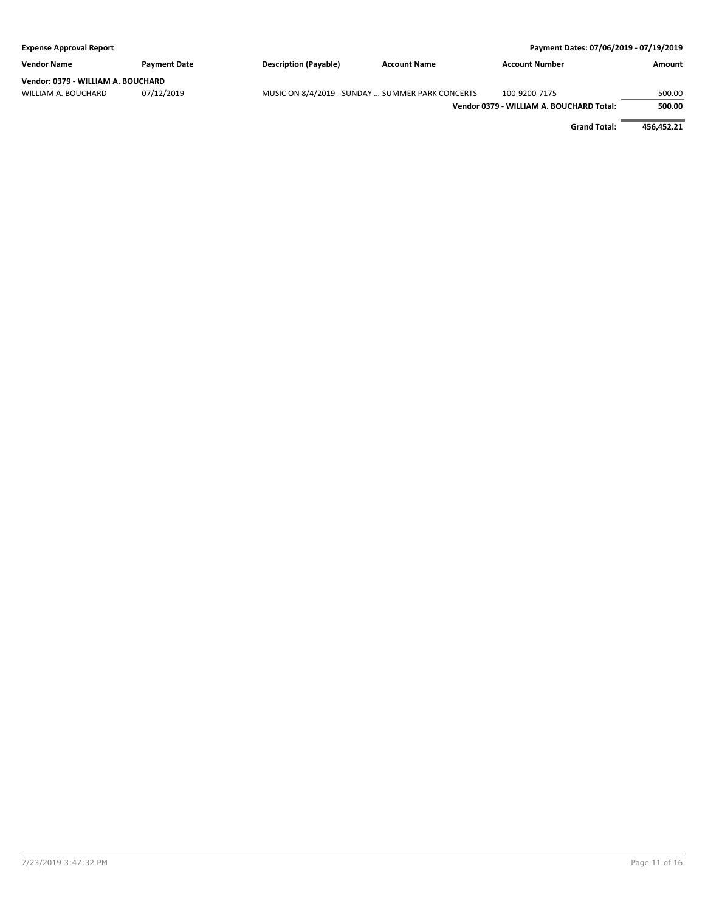**Expense Approval Report** | **Payment Dates: 07/06/2019 - 07/19/2019**

| Vendor Name | Payment Date | Description (Payable) | Account Name | Account Number | Amount |
|---|---|---|---|---|---|
| **Vendor: 0379 - WILLIAM A. BOUCHARD** | | | | | |
| WILLIAM A. BOUCHARD | 07/12/2019 | MUSIC ON 8/4/2019 - SUNDAY ... | SUMMER PARK CONCERTS | 100-9200-7175 | 500.00 |
| | | | | **Vendor 0379 - WILLIAM A. BOUCHARD Total:** | **500.00** |
| | | | | **Grand Total:** | **456,452.21** |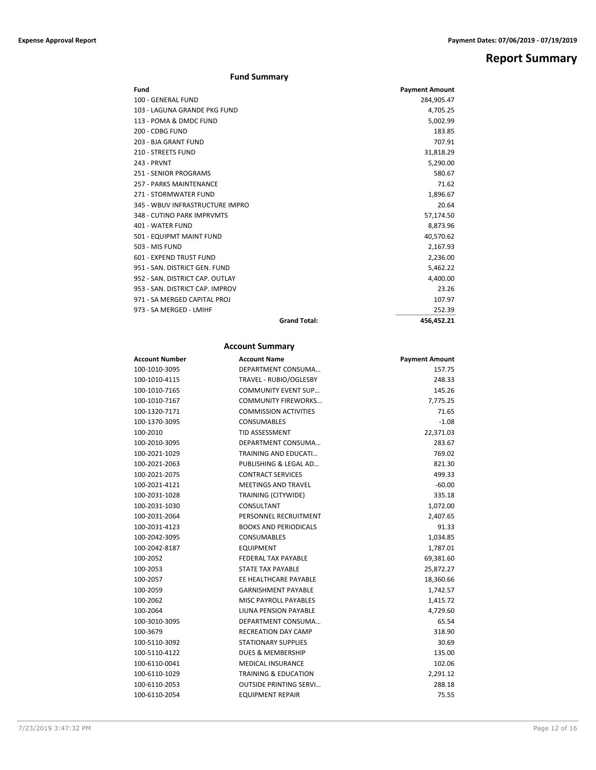# Report Summary

## Fund Summary

| Fund | Payment Amount |
|---|---|
| 100 - GENERAL FUND | 284,905.47 |
| 103 - LAGUNA GRANDE PKG FUND | 4,705.25 |
| 113 - POMA & DMDC FUND | 5,002.99 |
| 200 - CDBG FUND | 183.85 |
| 203 - BJA GRANT FUND | 707.91 |
| 210 - STREETS FUND | 31,818.29 |
| 243 - PRVNT | 5,290.00 |
| 251 - SENIOR PROGRAMS | 580.67 |
| 257 - PARKS MAINTENANCE | 71.62 |
| 271 - STORMWATER FUND | 1,896.67 |
| 345 - WBUV INFRASTRUCTURE IMPRO | 20.64 |
| 348 - CUTINO PARK IMPRVMTS | 57,174.50 |
| 401 - WATER FUND | 8,873.96 |
| 501 - EQUIPMT MAINT FUND | 40,570.62 |
| 503 - MIS FUND | 2,167.93 |
| 601 - EXPEND TRUST FUND | 2,236.00 |
| 951 - SAN. DISTRICT GEN. FUND | 5,462.22 |
| 952 - SAN. DISTRICT CAP. OUTLAY | 4,400.00 |
| 953 - SAN. DISTRICT CAP. IMPROV | 23.26 |
| 971 - SA MERGED CAPITAL PROJ | 107.97 |
| 973 - SA MERGED - LMIHF | 252.39 |
| **Grand Total:** | **456,452.21** |

## Account Summary

| Account Number | Account Name | Payment Amount |
|---|---|---|
| 100-1010-3095 | DEPARTMENT CONSUMA… | 157.75 |
| 100-1010-4115 | TRAVEL - RUBIO/OGLESBY | 248.33 |
| 100-1010-7165 | COMMUNITY EVENT SUP… | 145.26 |
| 100-1010-7167 | COMMUNITY FIREWORKS… | 7,775.25 |
| 100-1320-7171 | COMMISSION ACTIVITIES | 71.65 |
| 100-1370-3095 | CONSUMABLES | -1.08 |
| 100-2010 | TID ASSESSMENT | 22,371.03 |
| 100-2010-3095 | DEPARTMENT CONSUMA… | 283.67 |
| 100-2021-1029 | TRAINING AND EDUCATI… | 769.02 |
| 100-2021-2063 | PUBLISHING & LEGAL AD… | 821.30 |
| 100-2021-2075 | CONTRACT SERVICES | 499.33 |
| 100-2021-4121 | MEETINGS AND TRAVEL | -60.00 |
| 100-2031-1028 | TRAINING (CITYWIDE) | 335.18 |
| 100-2031-1030 | CONSULTANT | 1,072.00 |
| 100-2031-2064 | PERSONNEL RECRUITMENT | 2,407.65 |
| 100-2031-4123 | BOOKS AND PERIODICALS | 91.33 |
| 100-2042-3095 | CONSUMABLES | 1,034.85 |
| 100-2042-8187 | EQUIPMENT | 1,787.01 |
| 100-2052 | FEDERAL TAX PAYABLE | 69,381.60 |
| 100-2053 | STATE TAX PAYABLE | 25,872.27 |
| 100-2057 | EE HEALTHCARE PAYABLE | 18,360.66 |
| 100-2059 | GARNISHMENT PAYABLE | 1,742.57 |
| 100-2062 | MISC PAYROLL PAYABLES | 1,415.72 |
| 100-2064 | LIUNA PENSION PAYABLE | 4,729.60 |
| 100-3010-3095 | DEPARTMENT CONSUMA… | 65.54 |
| 100-3679 | RECREATION DAY CAMP | 318.90 |
| 100-5110-3092 | STATIONARY SUPPLIES | 30.69 |
| 100-5110-4122 | DUES & MEMBERSHIP | 135.00 |
| 100-6110-0041 | MEDICAL INSURANCE | 102.06 |
| 100-6110-1029 | TRAINING & EDUCATION | 2,291.12 |
| 100-6110-2053 | OUTSIDE PRINTING SERVI… | 288.18 |
| 100-6110-2054 | EQUIPMENT REPAIR | 75.55 |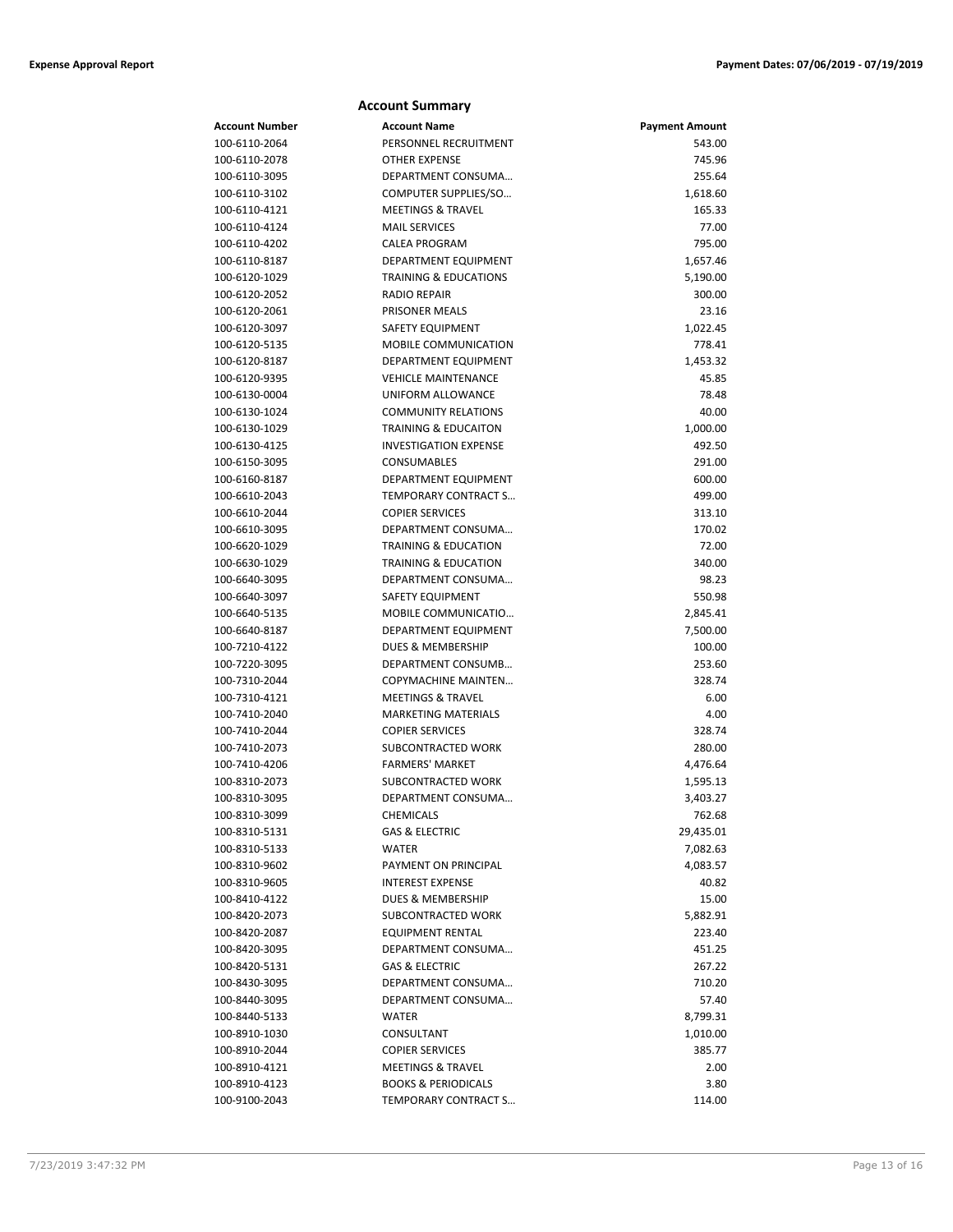## Account Summary

| Account Number | Account Name | Payment Amount |
|---|---|---|
| 100-6110-2064 | PERSONNEL RECRUITMENT | 543.00 |
| 100-6110-2078 | OTHER EXPENSE | 745.96 |
| 100-6110-3095 | DEPARTMENT CONSUMA… | 255.64 |
| 100-6110-3102 | COMPUTER SUPPLIES/SO… | 1,618.60 |
| 100-6110-4121 | MEETINGS & TRAVEL | 165.33 |
| 100-6110-4124 | MAIL SERVICES | 77.00 |
| 100-6110-4202 | CALEA PROGRAM | 795.00 |
| 100-6110-8187 | DEPARTMENT EQUIPMENT | 1,657.46 |
| 100-6120-1029 | TRAINING & EDUCATIONS | 5,190.00 |
| 100-6120-2052 | RADIO REPAIR | 300.00 |
| 100-6120-2061 | PRISONER MEALS | 23.16 |
| 100-6120-3097 | SAFETY EQUIPMENT | 1,022.45 |
| 100-6120-5135 | MOBILE COMMUNICATION | 778.41 |
| 100-6120-8187 | DEPARTMENT EQUIPMENT | 1,453.32 |
| 100-6120-9395 | VEHICLE MAINTENANCE | 45.85 |
| 100-6130-0004 | UNIFORM ALLOWANCE | 78.48 |
| 100-6130-1024 | COMMUNITY RELATIONS | 40.00 |
| 100-6130-1029 | TRAINING & EDUCAITON | 1,000.00 |
| 100-6130-4125 | INVESTIGATION EXPENSE | 492.50 |
| 100-6150-3095 | CONSUMABLES | 291.00 |
| 100-6160-8187 | DEPARTMENT EQUIPMENT | 600.00 |
| 100-6610-2043 | TEMPORARY CONTRACT S… | 499.00 |
| 100-6610-2044 | COPIER SERVICES | 313.10 |
| 100-6610-3095 | DEPARTMENT CONSUMA… | 170.02 |
| 100-6620-1029 | TRAINING & EDUCATION | 72.00 |
| 100-6630-1029 | TRAINING & EDUCATION | 340.00 |
| 100-6640-3095 | DEPARTMENT CONSUMA… | 98.23 |
| 100-6640-3097 | SAFETY EQUIPMENT | 550.98 |
| 100-6640-5135 | MOBILE COMMUNICATIO… | 2,845.41 |
| 100-6640-8187 | DEPARTMENT EQUIPMENT | 7,500.00 |
| 100-7210-4122 | DUES & MEMBERSHIP | 100.00 |
| 100-7220-3095 | DEPARTMENT CONSUMB… | 253.60 |
| 100-7310-2044 | COPYMACHINE MAINTEN… | 328.74 |
| 100-7310-4121 | MEETINGS & TRAVEL | 6.00 |
| 100-7410-2040 | MARKETING MATERIALS | 4.00 |
| 100-7410-2044 | COPIER SERVICES | 328.74 |
| 100-7410-2073 | SUBCONTRACTED WORK | 280.00 |
| 100-7410-4206 | FARMERS' MARKET | 4,476.64 |
| 100-8310-2073 | SUBCONTRACTED WORK | 1,595.13 |
| 100-8310-3095 | DEPARTMENT CONSUMA… | 3,403.27 |
| 100-8310-3099 | CHEMICALS | 762.68 |
| 100-8310-5131 | GAS & ELECTRIC | 29,435.01 |
| 100-8310-5133 | WATER | 7,082.63 |
| 100-8310-9602 | PAYMENT ON PRINCIPAL | 4,083.57 |
| 100-8310-9605 | INTEREST EXPENSE | 40.82 |
| 100-8410-4122 | DUES & MEMBERSHIP | 15.00 |
| 100-8420-2073 | SUBCONTRACTED WORK | 5,882.91 |
| 100-8420-2087 | EQUIPMENT RENTAL | 223.40 |
| 100-8420-3095 | DEPARTMENT CONSUMA… | 451.25 |
| 100-8420-5131 | GAS & ELECTRIC | 267.22 |
| 100-8430-3095 | DEPARTMENT CONSUMA… | 710.20 |
| 100-8440-3095 | DEPARTMENT CONSUMA… | 57.40 |
| 100-8440-5133 | WATER | 8,799.31 |
| 100-8910-1030 | CONSULTANT | 1,010.00 |
| 100-8910-2044 | COPIER SERVICES | 385.77 |
| 100-8910-4121 | MEETINGS & TRAVEL | 2.00 |
| 100-8910-4123 | BOOKS & PERIODICALS | 3.80 |
| 100-9100-2043 | TEMPORARY CONTRACT S… | 114.00 |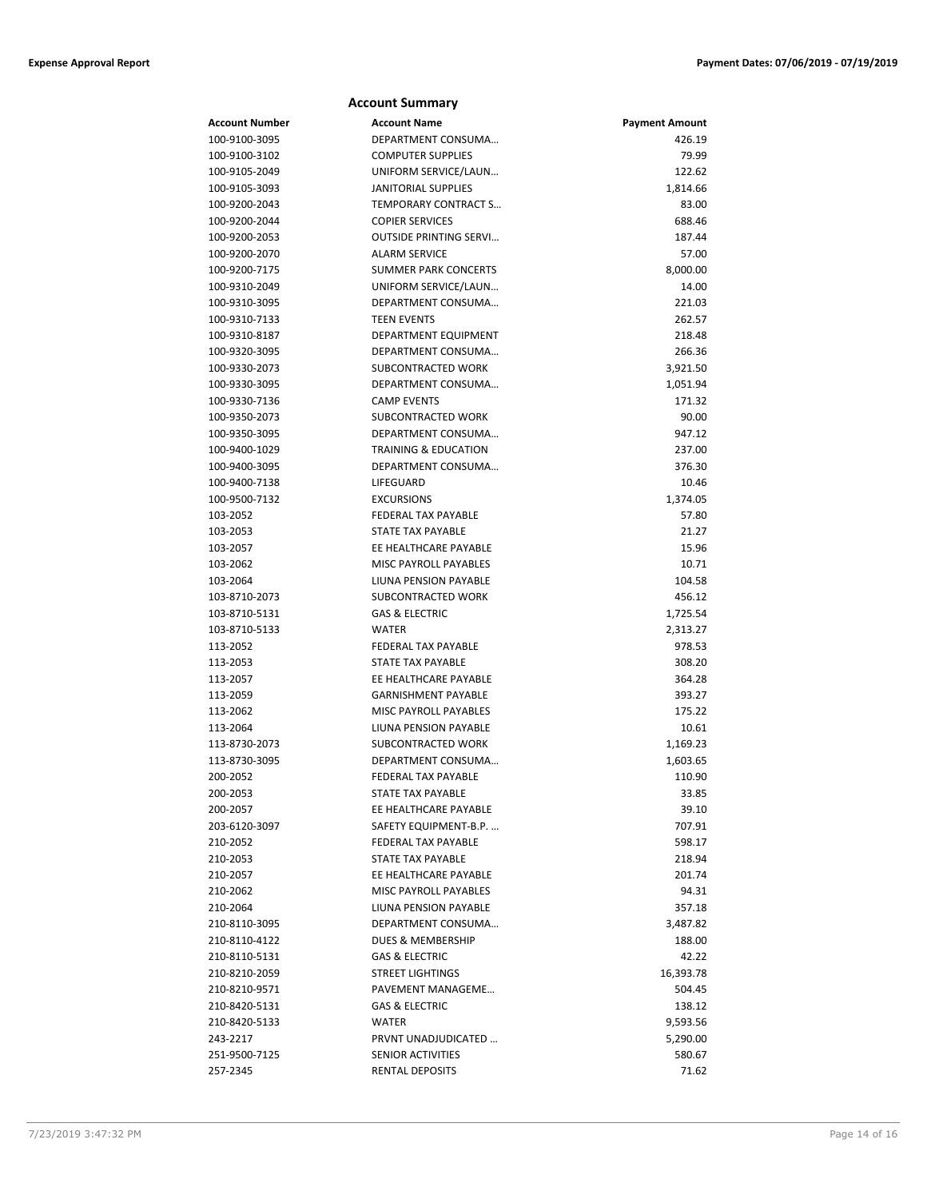## Account Summary

| Account Number | Account Name | Payment Amount |
|---|---|---|
| 100-9100-3095 | DEPARTMENT CONSUMA… | 426.19 |
| 100-9100-3102 | COMPUTER SUPPLIES | 79.99 |
| 100-9105-2049 | UNIFORM SERVICE/LAUN… | 122.62 |
| 100-9105-3093 | JANITORIAL SUPPLIES | 1,814.66 |
| 100-9200-2043 | TEMPORARY CONTRACT S… | 83.00 |
| 100-9200-2044 | COPIER SERVICES | 688.46 |
| 100-9200-2053 | OUTSIDE PRINTING SERVI… | 187.44 |
| 100-9200-2070 | ALARM SERVICE | 57.00 |
| 100-9200-7175 | SUMMER PARK CONCERTS | 8,000.00 |
| 100-9310-2049 | UNIFORM SERVICE/LAUN… | 14.00 |
| 100-9310-3095 | DEPARTMENT CONSUMA… | 221.03 |
| 100-9310-7133 | TEEN EVENTS | 262.57 |
| 100-9310-8187 | DEPARTMENT EQUIPMENT | 218.48 |
| 100-9320-3095 | DEPARTMENT CONSUMA… | 266.36 |
| 100-9330-2073 | SUBCONTRACTED WORK | 3,921.50 |
| 100-9330-3095 | DEPARTMENT CONSUMA… | 1,051.94 |
| 100-9330-7136 | CAMP EVENTS | 171.32 |
| 100-9350-2073 | SUBCONTRACTED WORK | 90.00 |
| 100-9350-3095 | DEPARTMENT CONSUMA… | 947.12 |
| 100-9400-1029 | TRAINING & EDUCATION | 237.00 |
| 100-9400-3095 | DEPARTMENT CONSUMA… | 376.30 |
| 100-9400-7138 | LIFEGUARD | 10.46 |
| 100-9500-7132 | EXCURSIONS | 1,374.05 |
| 103-2052 | FEDERAL TAX PAYABLE | 57.80 |
| 103-2053 | STATE TAX PAYABLE | 21.27 |
| 103-2057 | EE HEALTHCARE PAYABLE | 15.96 |
| 103-2062 | MISC PAYROLL PAYABLES | 10.71 |
| 103-2064 | LIUNA PENSION PAYABLE | 104.58 |
| 103-8710-2073 | SUBCONTRACTED WORK | 456.12 |
| 103-8710-5131 | GAS & ELECTRIC | 1,725.54 |
| 103-8710-5133 | WATER | 2,313.27 |
| 113-2052 | FEDERAL TAX PAYABLE | 978.53 |
| 113-2053 | STATE TAX PAYABLE | 308.20 |
| 113-2057 | EE HEALTHCARE PAYABLE | 364.28 |
| 113-2059 | GARNISHMENT PAYABLE | 393.27 |
| 113-2062 | MISC PAYROLL PAYABLES | 175.22 |
| 113-2064 | LIUNA PENSION PAYABLE | 10.61 |
| 113-8730-2073 | SUBCONTRACTED WORK | 1,169.23 |
| 113-8730-3095 | DEPARTMENT CONSUMA… | 1,603.65 |
| 200-2052 | FEDERAL TAX PAYABLE | 110.90 |
| 200-2053 | STATE TAX PAYABLE | 33.85 |
| 200-2057 | EE HEALTHCARE PAYABLE | 39.10 |
| 203-6120-3097 | SAFETY EQUIPMENT-B.P. … | 707.91 |
| 210-2052 | FEDERAL TAX PAYABLE | 598.17 |
| 210-2053 | STATE TAX PAYABLE | 218.94 |
| 210-2057 | EE HEALTHCARE PAYABLE | 201.74 |
| 210-2062 | MISC PAYROLL PAYABLES | 94.31 |
| 210-2064 | LIUNA PENSION PAYABLE | 357.18 |
| 210-8110-3095 | DEPARTMENT CONSUMA… | 3,487.82 |
| 210-8110-4122 | DUES & MEMBERSHIP | 188.00 |
| 210-8110-5131 | GAS & ELECTRIC | 42.22 |
| 210-8210-2059 | STREET LIGHTINGS | 16,393.78 |
| 210-8210-9571 | PAVEMENT MANAGEME… | 504.45 |
| 210-8420-5131 | GAS & ELECTRIC | 138.12 |
| 210-8420-5133 | WATER | 9,593.56 |
| 243-2217 | PRVNT UNADJUDICATED … | 5,290.00 |
| 251-9500-7125 | SENIOR ACTIVITIES | 580.67 |
| 257-2345 | RENTAL DEPOSITS | 71.62 |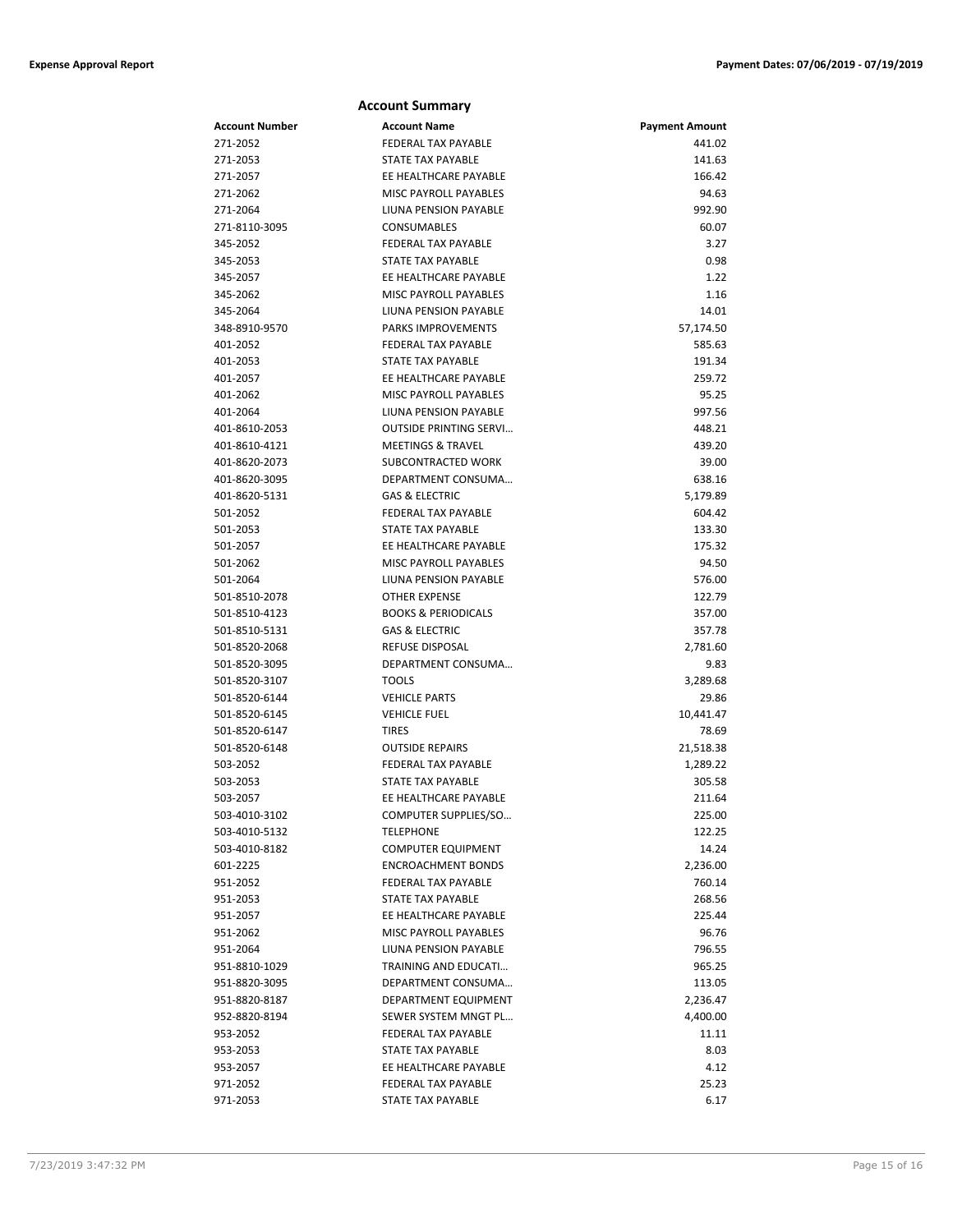## Account Summary

| Account Number | Account Name | Payment Amount |
|---|---|---|
| 271-2052 | FEDERAL TAX PAYABLE | 441.02 |
| 271-2053 | STATE TAX PAYABLE | 141.63 |
| 271-2057 | EE HEALTHCARE PAYABLE | 166.42 |
| 271-2062 | MISC PAYROLL PAYABLES | 94.63 |
| 271-2064 | LIUNA PENSION PAYABLE | 992.90 |
| 271-8110-3095 | CONSUMABLES | 60.07 |
| 345-2052 | FEDERAL TAX PAYABLE | 3.27 |
| 345-2053 | STATE TAX PAYABLE | 0.98 |
| 345-2057 | EE HEALTHCARE PAYABLE | 1.22 |
| 345-2062 | MISC PAYROLL PAYABLES | 1.16 |
| 345-2064 | LIUNA PENSION PAYABLE | 14.01 |
| 348-8910-9570 | PARKS IMPROVEMENTS | 57,174.50 |
| 401-2052 | FEDERAL TAX PAYABLE | 585.63 |
| 401-2053 | STATE TAX PAYABLE | 191.34 |
| 401-2057 | EE HEALTHCARE PAYABLE | 259.72 |
| 401-2062 | MISC PAYROLL PAYABLES | 95.25 |
| 401-2064 | LIUNA PENSION PAYABLE | 997.56 |
| 401-8610-2053 | OUTSIDE PRINTING SERVI… | 448.21 |
| 401-8610-4121 | MEETINGS & TRAVEL | 439.20 |
| 401-8620-2073 | SUBCONTRACTED WORK | 39.00 |
| 401-8620-3095 | DEPARTMENT CONSUMA… | 638.16 |
| 401-8620-5131 | GAS & ELECTRIC | 5,179.89 |
| 501-2052 | FEDERAL TAX PAYABLE | 604.42 |
| 501-2053 | STATE TAX PAYABLE | 133.30 |
| 501-2057 | EE HEALTHCARE PAYABLE | 175.32 |
| 501-2062 | MISC PAYROLL PAYABLES | 94.50 |
| 501-2064 | LIUNA PENSION PAYABLE | 576.00 |
| 501-8510-2078 | OTHER EXPENSE | 122.79 |
| 501-8510-4123 | BOOKS & PERIODICALS | 357.00 |
| 501-8510-5131 | GAS & ELECTRIC | 357.78 |
| 501-8520-2068 | REFUSE DISPOSAL | 2,781.60 |
| 501-8520-3095 | DEPARTMENT CONSUMA… | 9.83 |
| 501-8520-3107 | TOOLS | 3,289.68 |
| 501-8520-6144 | VEHICLE PARTS | 29.86 |
| 501-8520-6145 | VEHICLE FUEL | 10,441.47 |
| 501-8520-6147 | TIRES | 78.69 |
| 501-8520-6148 | OUTSIDE REPAIRS | 21,518.38 |
| 503-2052 | FEDERAL TAX PAYABLE | 1,289.22 |
| 503-2053 | STATE TAX PAYABLE | 305.58 |
| 503-2057 | EE HEALTHCARE PAYABLE | 211.64 |
| 503-4010-3102 | COMPUTER SUPPLIES/SO… | 225.00 |
| 503-4010-5132 | TELEPHONE | 122.25 |
| 503-4010-8182 | COMPUTER EQUIPMENT | 14.24 |
| 601-2225 | ENCROACHMENT BONDS | 2,236.00 |
| 951-2052 | FEDERAL TAX PAYABLE | 760.14 |
| 951-2053 | STATE TAX PAYABLE | 268.56 |
| 951-2057 | EE HEALTHCARE PAYABLE | 225.44 |
| 951-2062 | MISC PAYROLL PAYABLES | 96.76 |
| 951-2064 | LIUNA PENSION PAYABLE | 796.55 |
| 951-8810-1029 | TRAINING AND EDUCATI… | 965.25 |
| 951-8820-3095 | DEPARTMENT CONSUMA… | 113.05 |
| 951-8820-8187 | DEPARTMENT EQUIPMENT | 2,236.47 |
| 952-8820-8194 | SEWER SYSTEM MNGT PL… | 4,400.00 |
| 953-2052 | FEDERAL TAX PAYABLE | 11.11 |
| 953-2053 | STATE TAX PAYABLE | 8.03 |
| 953-2057 | EE HEALTHCARE PAYABLE | 4.12 |
| 971-2052 | FEDERAL TAX PAYABLE | 25.23 |
| 971-2053 | STATE TAX PAYABLE | 6.17 |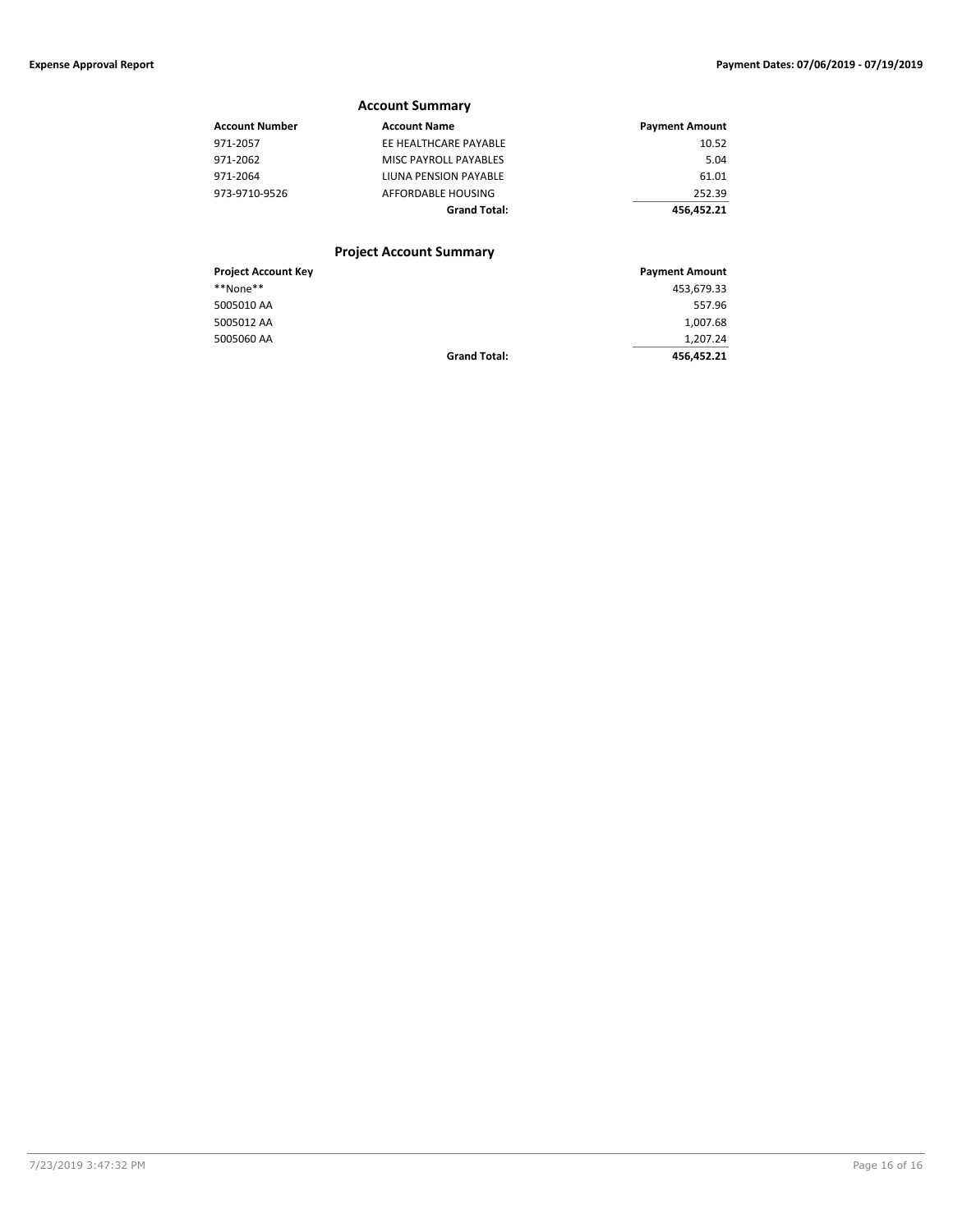## Account Summary

| Account Number | Account Name | Payment Amount |
|---|---|---|
| 971-2057 | EE HEALTHCARE PAYABLE | 10.52 |
| 971-2062 | MISC PAYROLL PAYABLES | 5.04 |
| 971-2064 | LIUNA PENSION PAYABLE | 61.01 |
| 973-9710-9526 | AFFORDABLE HOUSING | 252.39 |
| | **Grand Total:** | **456,452.21** |

## Project Account Summary

| Project Account Key | | Payment Amount |
|---|---|---|
| **None** | | 453,679.33 |
| 5005010 AA | | 557.96 |
| 5005012 AA | | 1,007.68 |
| 5005060 AA | | 1,207.24 |
| | **Grand Total:** | **456,452.21** |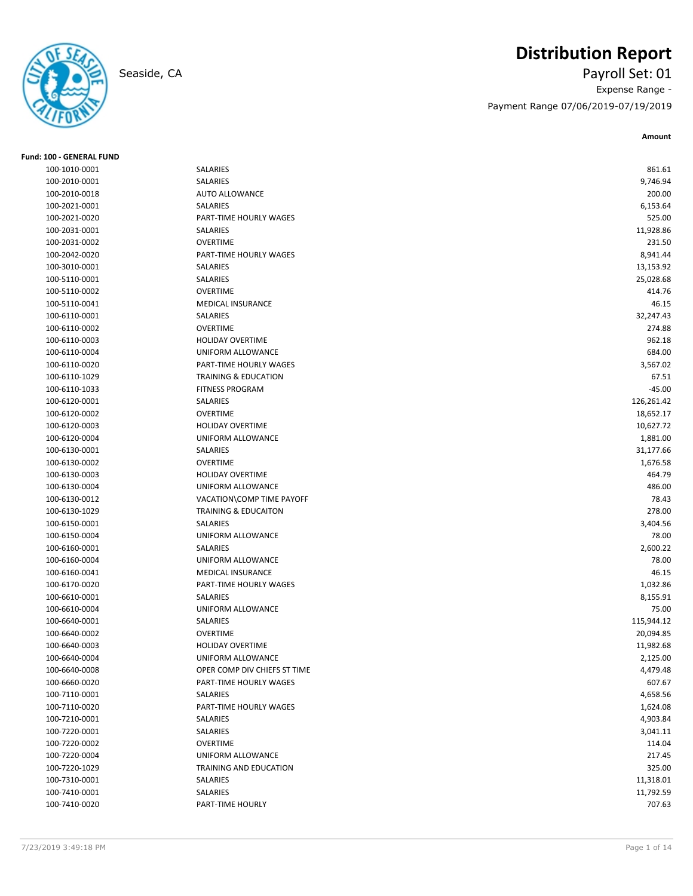# Distribution Report

Seaside, CA

Payroll Set: 01

Expense Range -

Payment Range 07/06/2019-07/19/2019

**Fund: 100 - GENERAL FUND**

| Account | Description | Amount |
|---|---|---|
| 100-1010-0001 | SALARIES | 861.61 |
| 100-2010-0001 | SALARIES | 9,746.94 |
| 100-2010-0018 | AUTO ALLOWANCE | 200.00 |
| 100-2021-0001 | SALARIES | 6,153.64 |
| 100-2021-0020 | PART-TIME HOURLY WAGES | 525.00 |
| 100-2031-0001 | SALARIES | 11,928.86 |
| 100-2031-0002 | OVERTIME | 231.50 |
| 100-2042-0020 | PART-TIME HOURLY WAGES | 8,941.44 |
| 100-3010-0001 | SALARIES | 13,153.92 |
| 100-5110-0001 | SALARIES | 25,028.68 |
| 100-5110-0002 | OVERTIME | 414.76 |
| 100-5110-0041 | MEDICAL INSURANCE | 46.15 |
| 100-6110-0001 | SALARIES | 32,247.43 |
| 100-6110-0002 | OVERTIME | 274.88 |
| 100-6110-0003 | HOLIDAY OVERTIME | 962.18 |
| 100-6110-0004 | UNIFORM ALLOWANCE | 684.00 |
| 100-6110-0020 | PART-TIME HOURLY WAGES | 3,567.02 |
| 100-6110-1029 | TRAINING & EDUCATION | 67.51 |
| 100-6110-1033 | FITNESS PROGRAM | -45.00 |
| 100-6120-0001 | SALARIES | 126,261.42 |
| 100-6120-0002 | OVERTIME | 18,652.17 |
| 100-6120-0003 | HOLIDAY OVERTIME | 10,627.72 |
| 100-6120-0004 | UNIFORM ALLOWANCE | 1,881.00 |
| 100-6130-0001 | SALARIES | 31,177.66 |
| 100-6130-0002 | OVERTIME | 1,676.58 |
| 100-6130-0003 | HOLIDAY OVERTIME | 464.79 |
| 100-6130-0004 | UNIFORM ALLOWANCE | 486.00 |
| 100-6130-0012 | VACATION\COMP TIME PAYOFF | 78.43 |
| 100-6130-1029 | TRAINING & EDUCAITON | 278.00 |
| 100-6150-0001 | SALARIES | 3,404.56 |
| 100-6150-0004 | UNIFORM ALLOWANCE | 78.00 |
| 100-6160-0001 | SALARIES | 2,600.22 |
| 100-6160-0004 | UNIFORM ALLOWANCE | 78.00 |
| 100-6160-0041 | MEDICAL INSURANCE | 46.15 |
| 100-6170-0020 | PART-TIME HOURLY WAGES | 1,032.86 |
| 100-6610-0001 | SALARIES | 8,155.91 |
| 100-6610-0004 | UNIFORM ALLOWANCE | 75.00 |
| 100-6640-0001 | SALARIES | 115,944.12 |
| 100-6640-0002 | OVERTIME | 20,094.85 |
| 100-6640-0003 | HOLIDAY OVERTIME | 11,982.68 |
| 100-6640-0004 | UNIFORM ALLOWANCE | 2,125.00 |
| 100-6640-0008 | OPER COMP DIV CHIEFS ST TIME | 4,479.48 |
| 100-6660-0020 | PART-TIME HOURLY WAGES | 607.67 |
| 100-7110-0001 | SALARIES | 4,658.56 |
| 100-7110-0020 | PART-TIME HOURLY WAGES | 1,624.08 |
| 100-7210-0001 | SALARIES | 4,903.84 |
| 100-7220-0001 | SALARIES | 3,041.11 |
| 100-7220-0002 | OVERTIME | 114.04 |
| 100-7220-0004 | UNIFORM ALLOWANCE | 217.45 |
| 100-7220-1029 | TRAINING AND EDUCATION | 325.00 |
| 100-7310-0001 | SALARIES | 11,318.01 |
| 100-7410-0001 | SALARIES | 11,792.59 |
| 100-7410-0020 | PART-TIME HOURLY | 707.63 |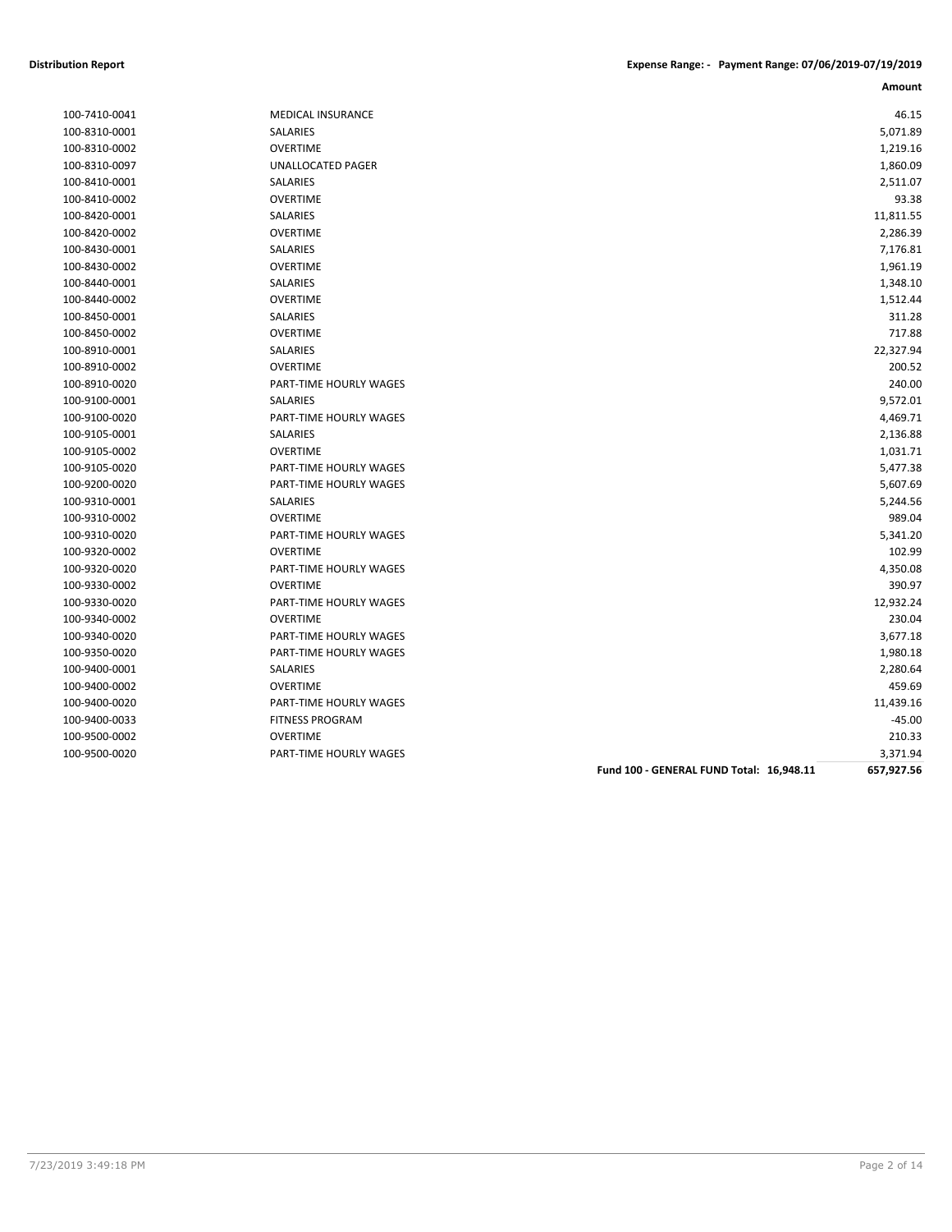**Distribution Report** | **Expense Range: - Payment Range: 07/06/2019-07/19/2019**

| | | Amount |
|---|---|---|
| 100-7410-0041 | MEDICAL INSURANCE | 46.15 |
| 100-8310-0001 | SALARIES | 5,071.89 |
| 100-8310-0002 | OVERTIME | 1,219.16 |
| 100-8310-0097 | UNALLOCATED PAGER | 1,860.09 |
| 100-8410-0001 | SALARIES | 2,511.07 |
| 100-8410-0002 | OVERTIME | 93.38 |
| 100-8420-0001 | SALARIES | 11,811.55 |
| 100-8420-0002 | OVERTIME | 2,286.39 |
| 100-8430-0001 | SALARIES | 7,176.81 |
| 100-8430-0002 | OVERTIME | 1,961.19 |
| 100-8440-0001 | SALARIES | 1,348.10 |
| 100-8440-0002 | OVERTIME | 1,512.44 |
| 100-8450-0001 | SALARIES | 311.28 |
| 100-8450-0002 | OVERTIME | 717.88 |
| 100-8910-0001 | SALARIES | 22,327.94 |
| 100-8910-0002 | OVERTIME | 200.52 |
| 100-8910-0020 | PART-TIME HOURLY WAGES | 240.00 |
| 100-9100-0001 | SALARIES | 9,572.01 |
| 100-9100-0020 | PART-TIME HOURLY WAGES | 4,469.71 |
| 100-9105-0001 | SALARIES | 2,136.88 |
| 100-9105-0002 | OVERTIME | 1,031.71 |
| 100-9105-0020 | PART-TIME HOURLY WAGES | 5,477.38 |
| 100-9200-0020 | PART-TIME HOURLY WAGES | 5,607.69 |
| 100-9310-0001 | SALARIES | 5,244.56 |
| 100-9310-0002 | OVERTIME | 989.04 |
| 100-9310-0020 | PART-TIME HOURLY WAGES | 5,341.20 |
| 100-9320-0002 | OVERTIME | 102.99 |
| 100-9320-0020 | PART-TIME HOURLY WAGES | 4,350.08 |
| 100-9330-0002 | OVERTIME | 390.97 |
| 100-9330-0020 | PART-TIME HOURLY WAGES | 12,932.24 |
| 100-9340-0002 | OVERTIME | 230.04 |
| 100-9340-0020 | PART-TIME HOURLY WAGES | 3,677.18 |
| 100-9350-0020 | PART-TIME HOURLY WAGES | 1,980.18 |
| 100-9400-0001 | SALARIES | 2,280.64 |
| 100-9400-0002 | OVERTIME | 459.69 |
| 100-9400-0020 | PART-TIME HOURLY WAGES | 11,439.16 |
| 100-9400-0033 | FITNESS PROGRAM | -45.00 |
| 100-9500-0002 | OVERTIME | 210.33 |
| 100-9500-0020 | PART-TIME HOURLY WAGES | 3,371.94 |
| | **Fund 100 - GENERAL FUND Total: 16,948.11** | **657,927.56** |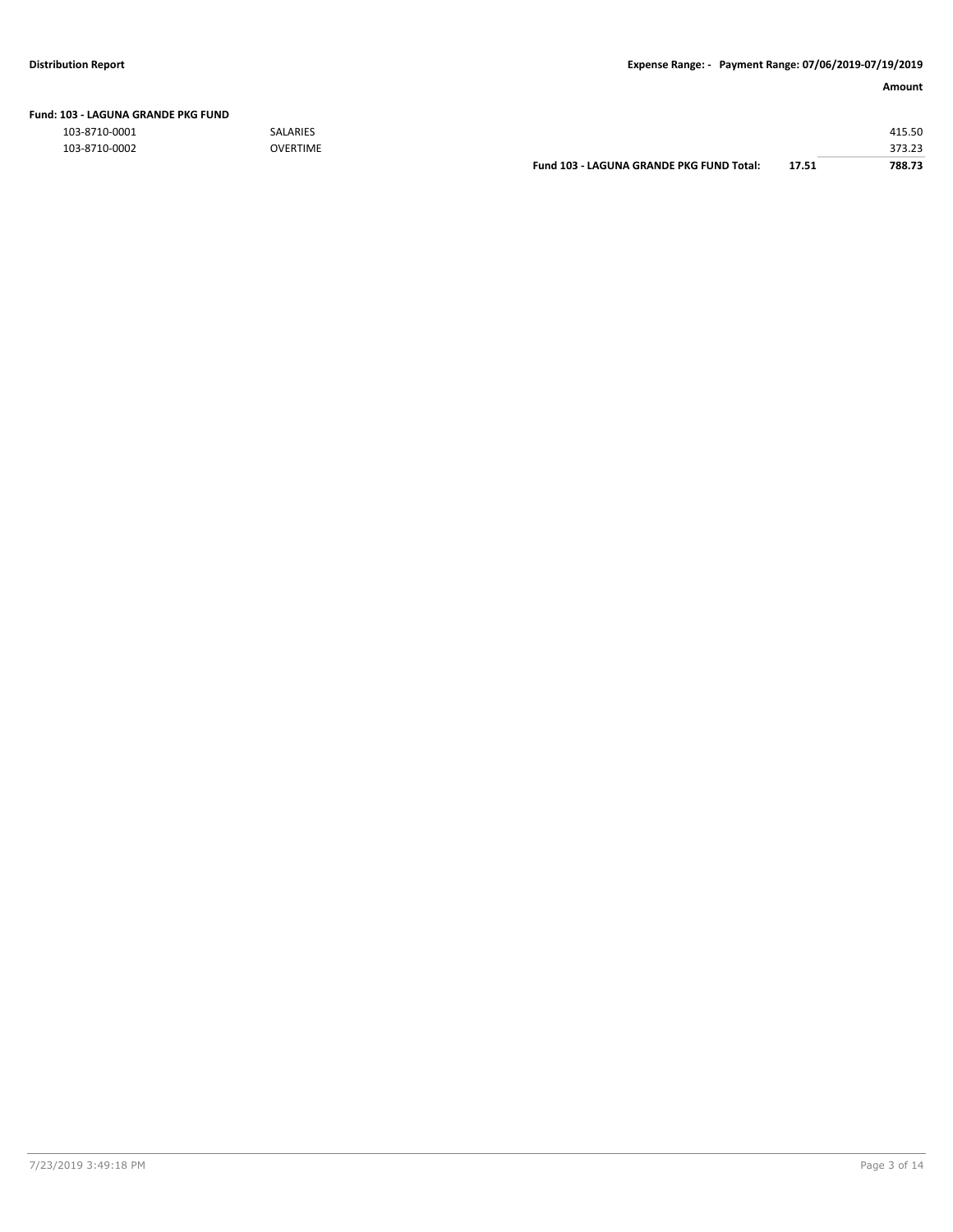**Distribution Report** **Expense Range: - Payment Range: 07/06/2019-07/19/2019**

| | | | | Amount |
|---|---|---|---|---|
| **Fund: 103 - LAGUNA GRANDE PKG FUND** | | | | |
| 103-8710-0001 | SALARIES | | | 415.50 |
| 103-8710-0002 | OVERTIME | | | 373.23 |
| | | **Fund 103 - LAGUNA GRANDE PKG FUND Total:** | **17.51** | **788.73** |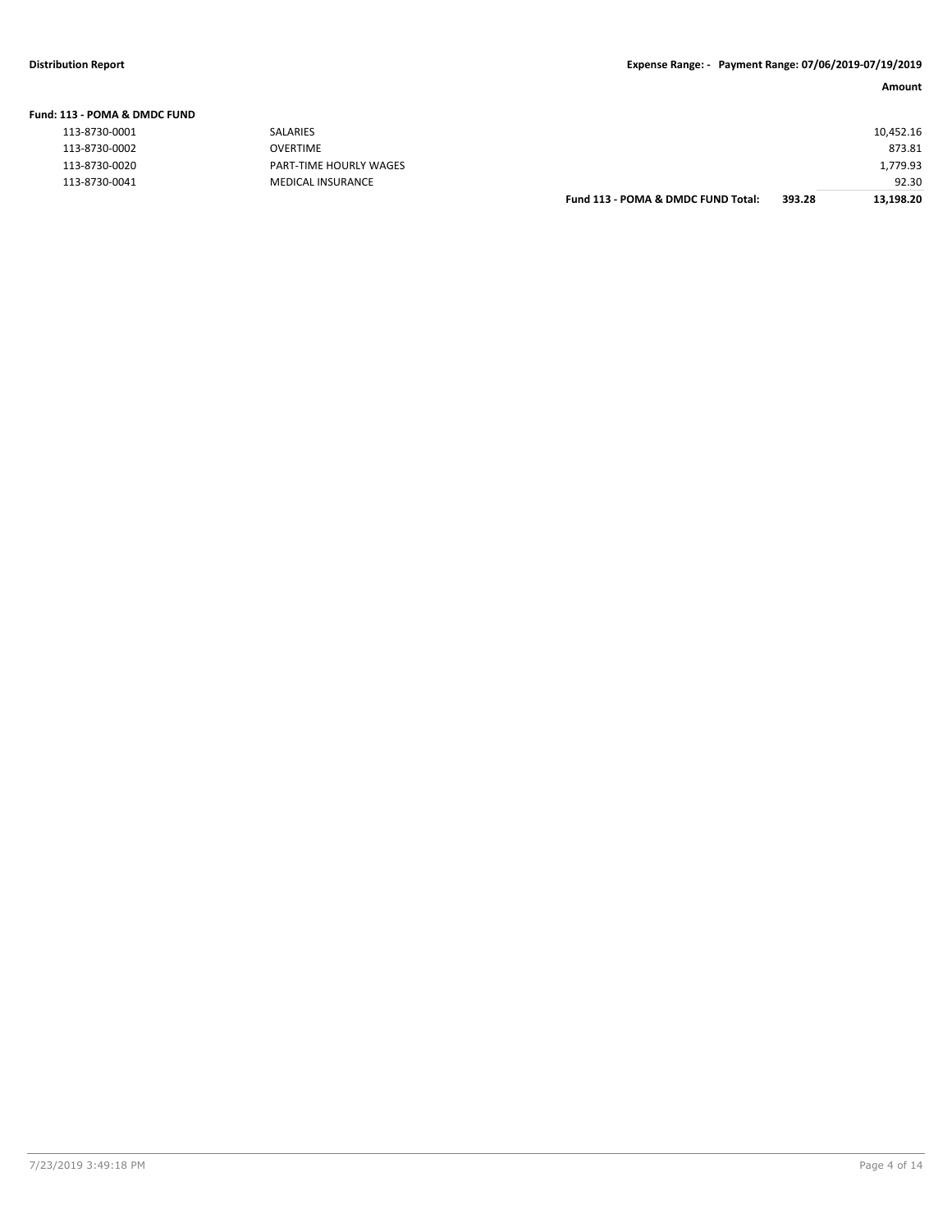**Distribution Report** | **Expense Range: - Payment Range: 07/06/2019-07/19/2019**

| | | | | **Amount** |
|---|---|---|---|---|
| **Fund: 113 - POMA & DMDC FUND** | | | | |
| 113-8730-0001 | SALARIES | | | 10,452.16 |
| 113-8730-0002 | OVERTIME | | | 873.81 |
| 113-8730-0020 | PART-TIME HOURLY WAGES | | | 1,779.93 |
| 113-8730-0041 | MEDICAL INSURANCE | | | 92.30 |
| | | **Fund 113 - POMA & DMDC FUND Total:** | **393.28** | **13,198.20** |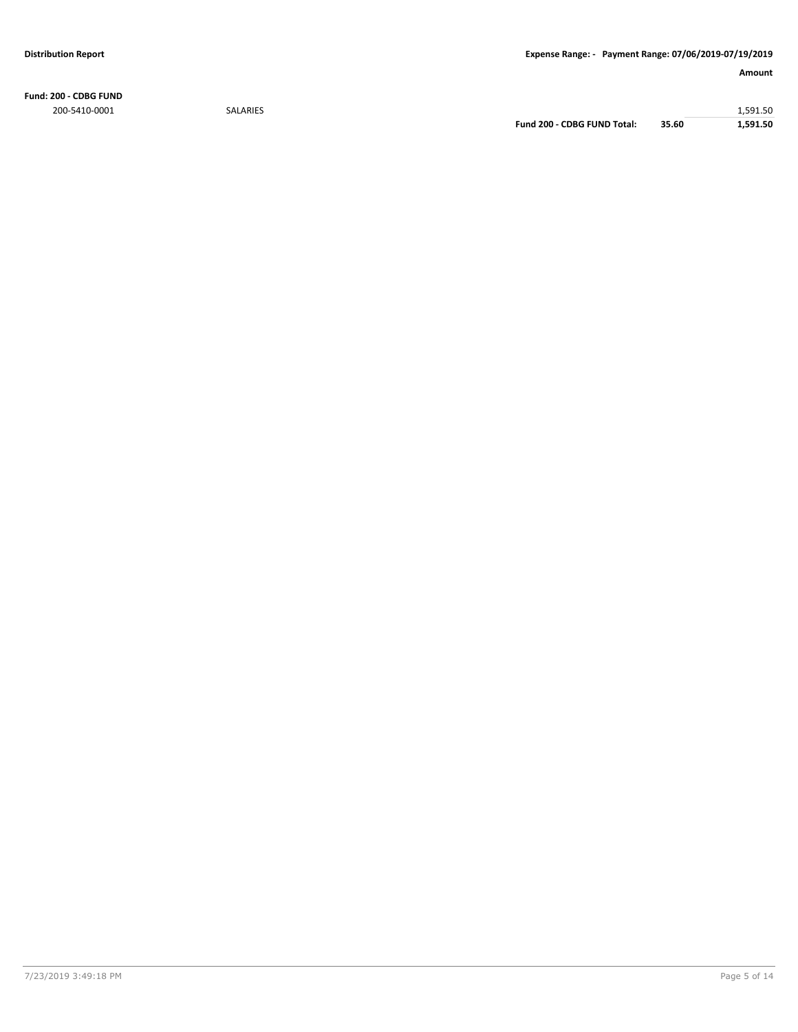**Distribution Report**

**Expense Range: - Payment Range: 07/06/2019-07/19/2019**

| | | | | **Amount** |
|---|---|---|---|---|
| **Fund: 200 - CDBG FUND** | | | | |
| 200-5410-0001 | SALARIES | | | 1,591.50 |
| | | **Fund 200 - CDBG FUND Total:** | **35.60** | **1,591.50** |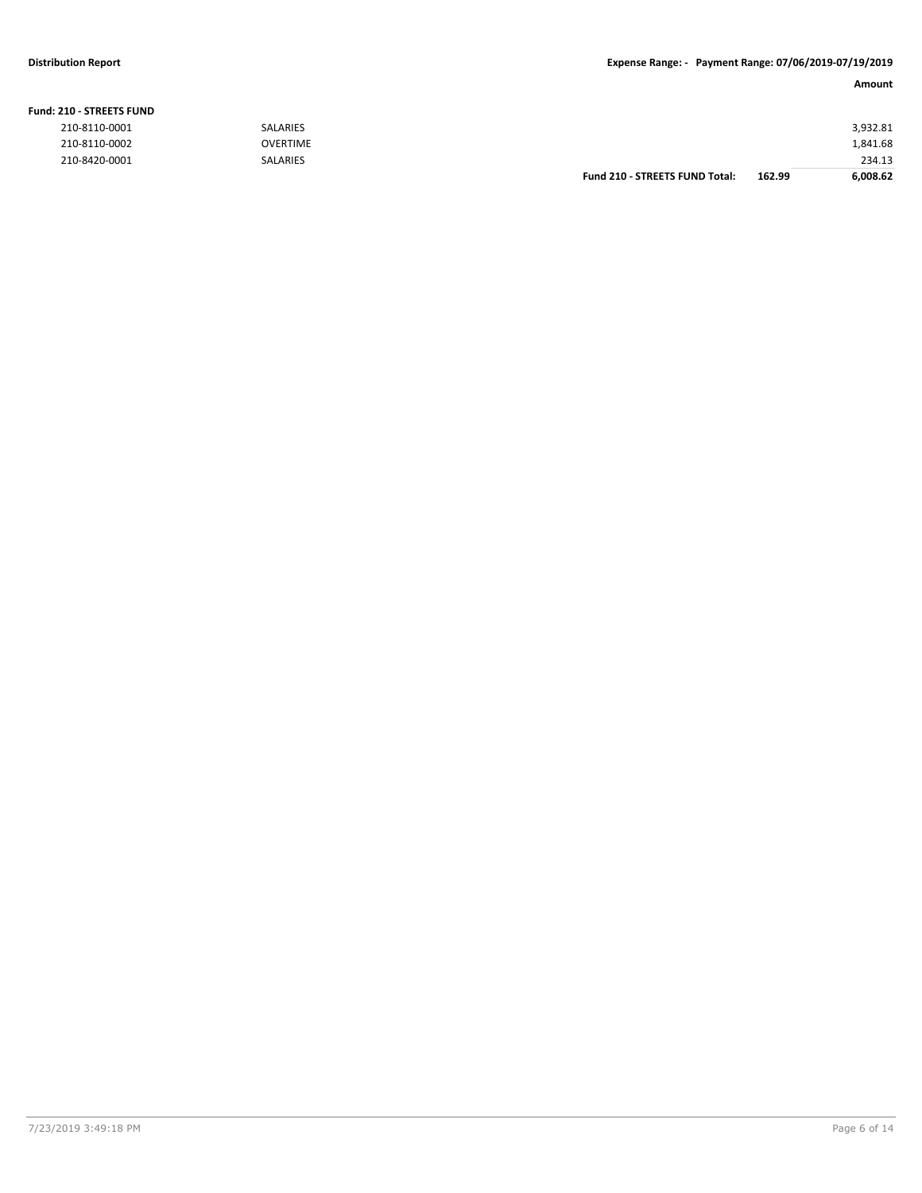**Fund: 210 - STREETS FUND**

| Account | Description | | Amount |
|---|---|---|---|
| 210-8110-0001 | SALARIES | | 3,932.81 |
| 210-8110-0002 | OVERTIME | | 1,841.68 |
| 210-8420-0001 | SALARIES | | 234.13 |
| | **Fund 210 - STREETS FUND Total:** | **162.99** | **6,008.62** |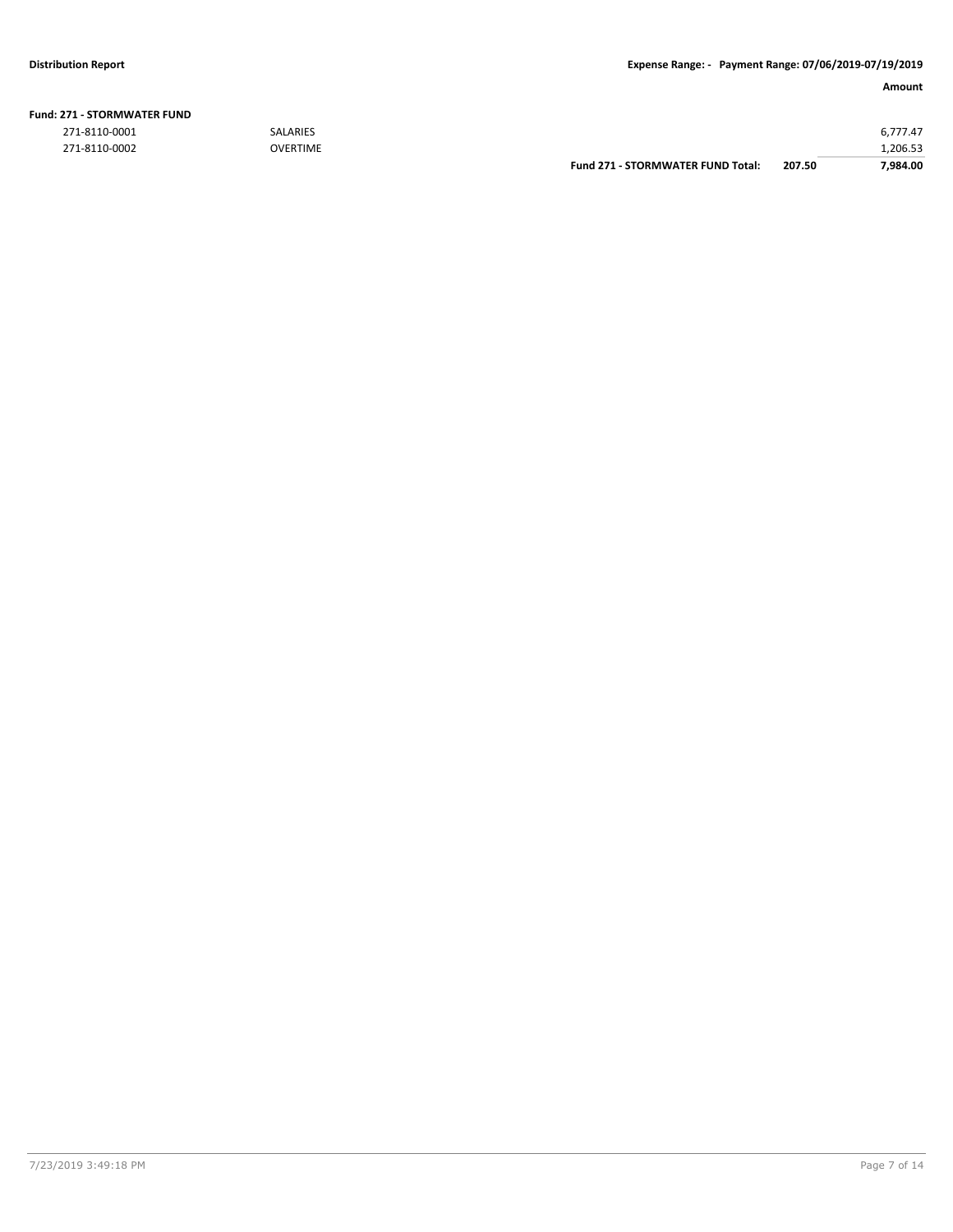**Fund: 271 - STORMWATER FUND**

| | | | | Amount |
|---|---|---|---|---|
| 271-8110-0001 | SALARIES | | | 6,777.47 |
| 271-8110-0002 | OVERTIME | | | 1,206.53 |
| | | **Fund 271 - STORMWATER FUND Total:** | **207.50** | **7,984.00** |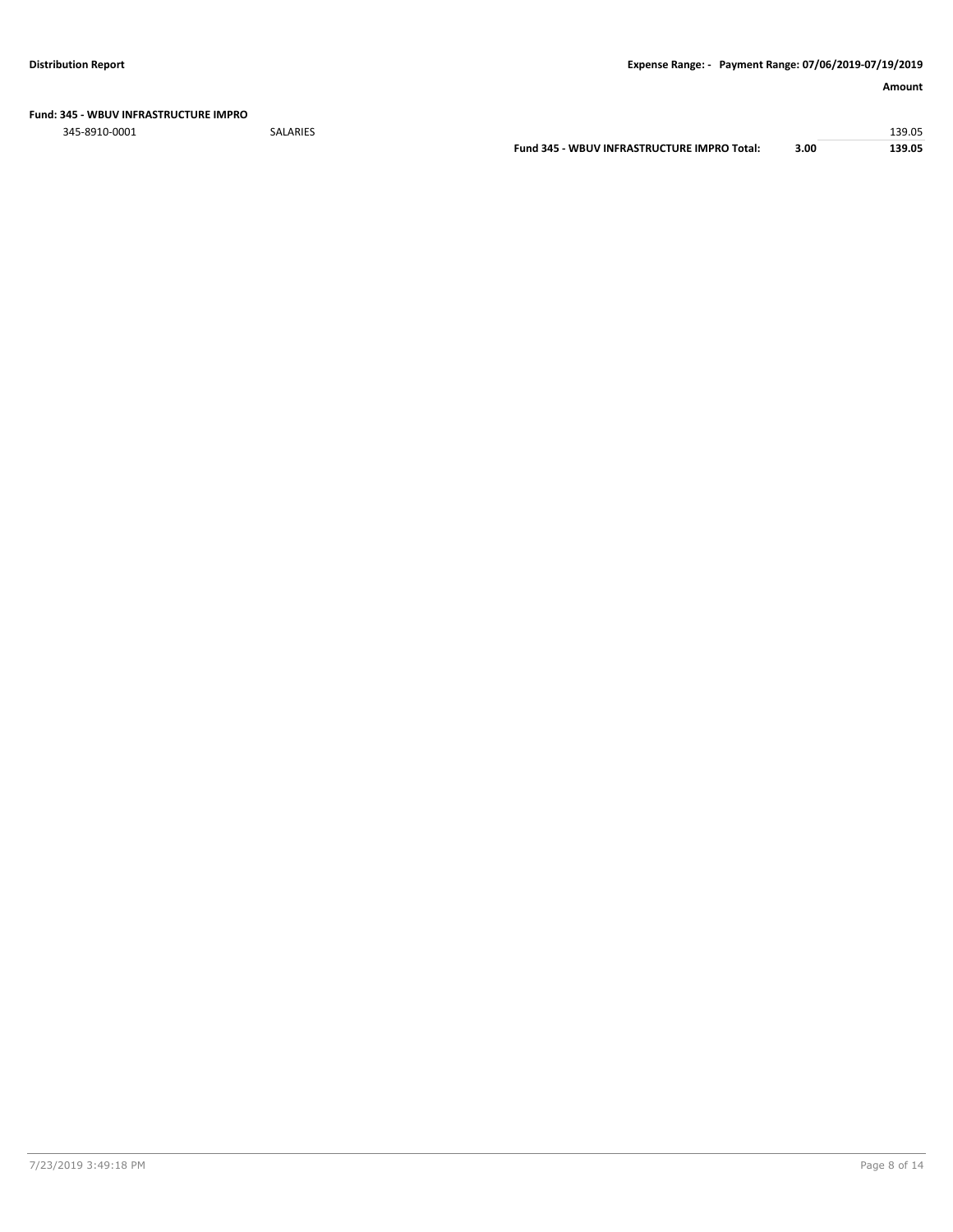**Fund: 345 - WBUV INFRASTRUCTURE IMPRO**

| | | | | Amount |
|---|---|---|---|---|
| 345-8910-0001 | SALARIES | | | 139.05 |
| | | **Fund 345 - WBUV INFRASTRUCTURE IMPRO Total:** | **3.00** | **139.05** |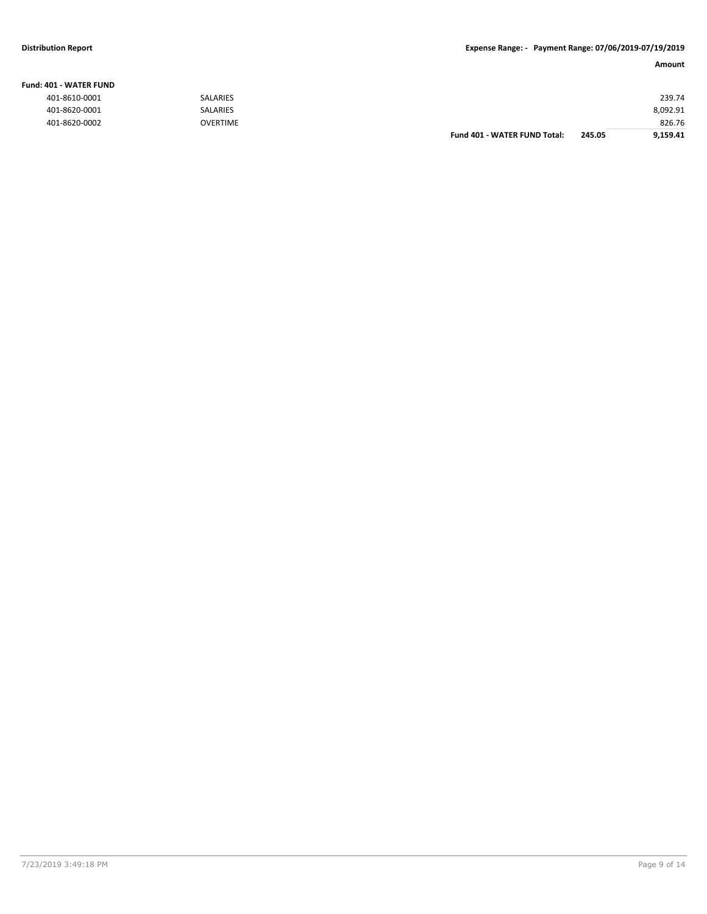**Distribution Report** | **Expense Range: - Payment Range: 07/06/2019-07/19/2019**

| | | | | **Amount** |
|---|---|---|---|---|
| **Fund: 401 - WATER FUND** | | | | |
| 401-8610-0001 | SALARIES | | | 239.74 |
| 401-8620-0001 | SALARIES | | | 8,092.91 |
| 401-8620-0002 | OVERTIME | | | 826.76 |
| | | **Fund 401 - WATER FUND Total:** | **245.05** | **9,159.41** |

7/23/2019 3:49:18 PM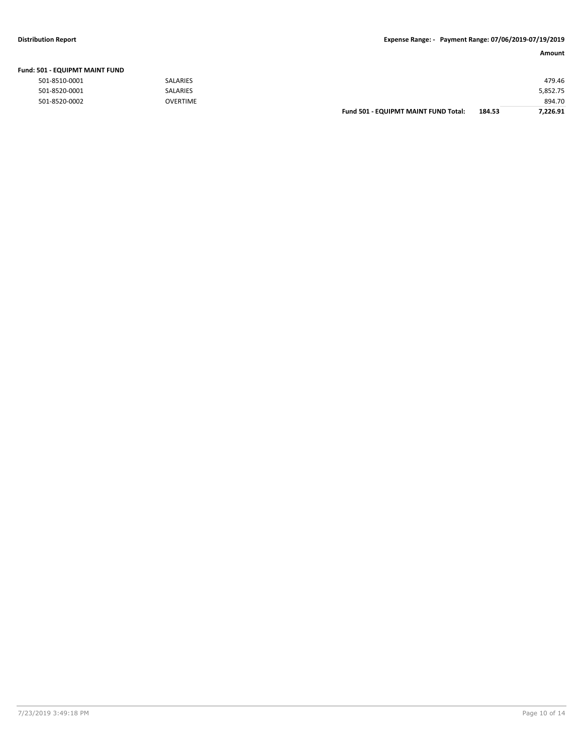**Distribution Report** | **Expense Range: - Payment Range: 07/06/2019-07/19/2019**

| | | | | Amount |
|---|---|---|---|---|
| **Fund: 501 - EQUIPMT MAINT FUND** | | | | |
| 501-8510-0001 | SALARIES | | | 479.46 |
| 501-8520-0001 | SALARIES | | | 5,852.75 |
| 501-8520-0002 | OVERTIME | | | 894.70 |
| | | **Fund 501 - EQUIPMT MAINT FUND Total:** | **184.53** | **7,226.91** |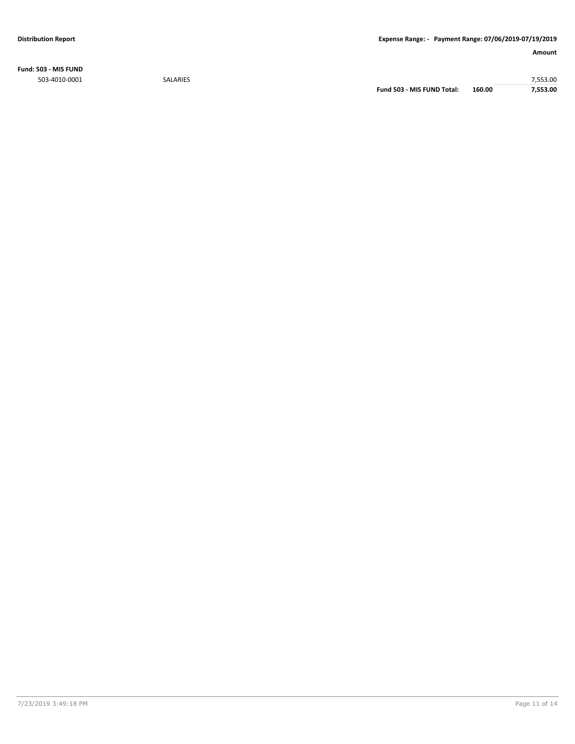**Distribution Report** | **Expense Range: - Payment Range: 07/06/2019-07/19/2019**

| | | | | **Amount** |
|---|---|---|---|---|
| **Fund: 503 - MIS FUND** | | | | |
| 503-4010-0001 | SALARIES | | | 7,553.00 |
| | | **Fund 503 - MIS FUND Total:** | **160.00** | **7,553.00** |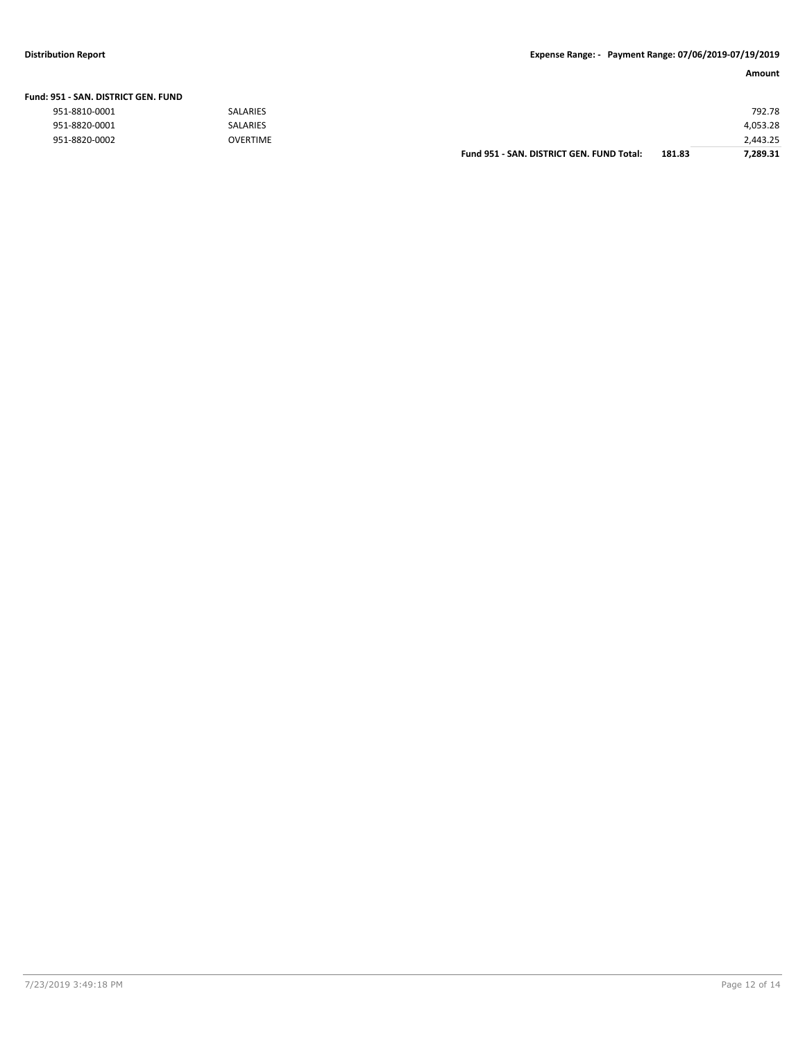**Fund: 951 - SAN. DISTRICT GEN. FUND**

| Account | Description | | Amount |
|---|---|---|---|
| 951-8810-0001 | SALARIES | | 792.78 |
| 951-8820-0001 | SALARIES | | 4,053.28 |
| 951-8820-0002 | OVERTIME | | 2,443.25 |
| | **Fund 951 - SAN. DISTRICT GEN. FUND Total:** | **181.83** | **7,289.31** |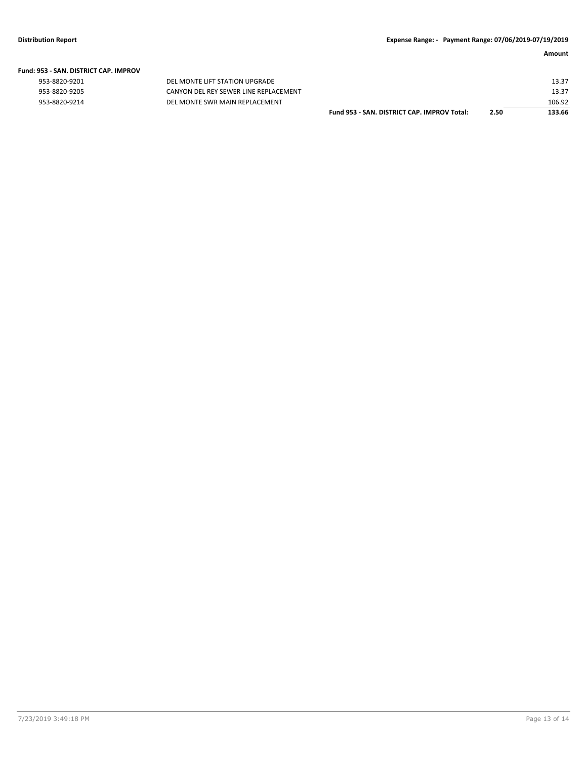| | | | | Amount |
|---|---|---|---|---|
| **Fund: 953 - SAN. DISTRICT CAP. IMPROV** | | | | |
| 953-8820-9201 | DEL MONTE LIFT STATION UPGRADE | | | 13.37 |
| 953-8820-9205 | CANYON DEL REY SEWER LINE REPLACEMENT | | | 13.37 |
| 953-8820-9214 | DEL MONTE SWR MAIN REPLACEMENT | | | 106.92 |
| | | **Fund 953 - SAN. DISTRICT CAP. IMPROV Total:** | **2.50** | **133.66** |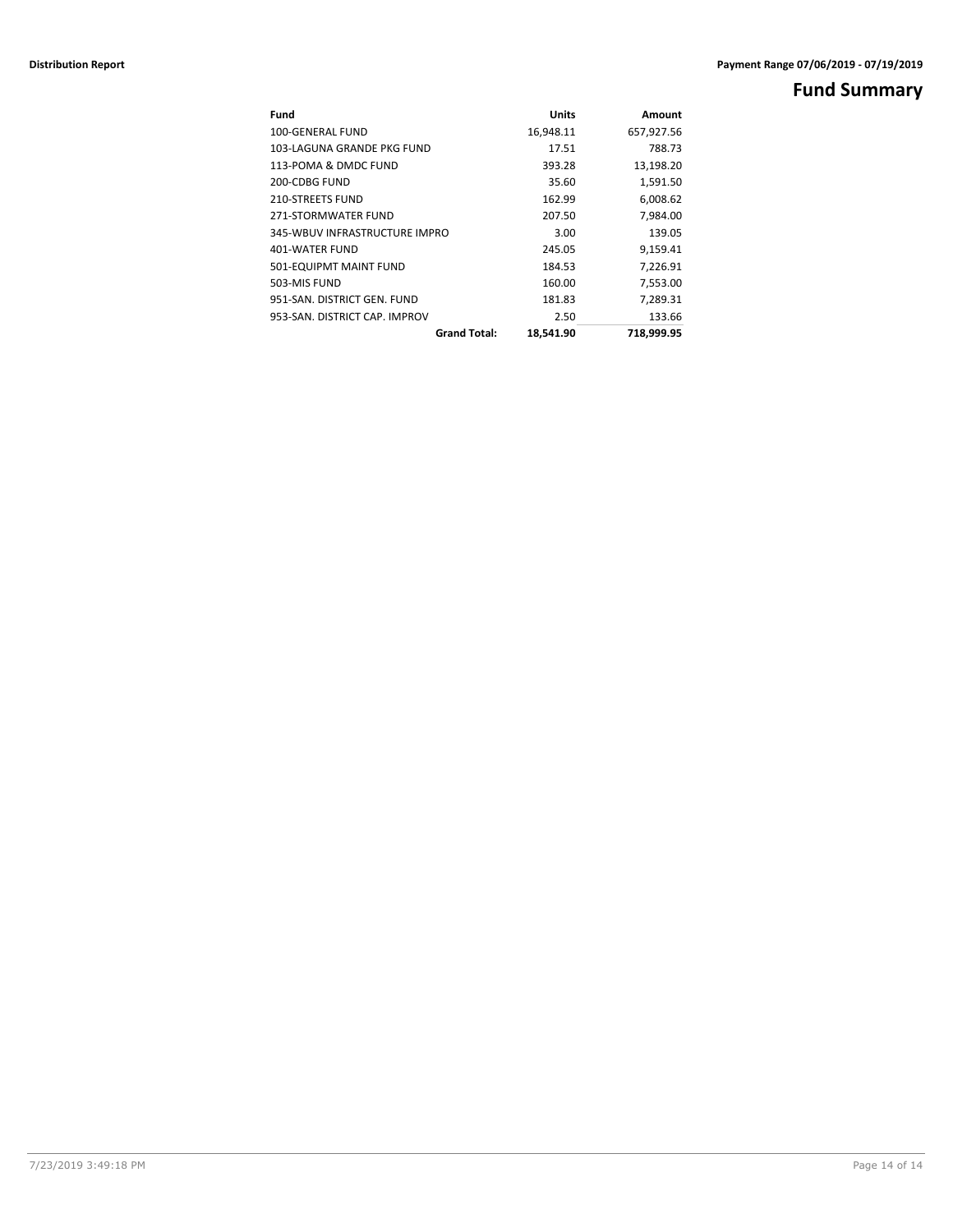# Fund Summary

| Fund | Units | Amount |
|---|---|---|
| 100-GENERAL FUND | 16,948.11 | 657,927.56 |
| 103-LAGUNA GRANDE PKG FUND | 17.51 | 788.73 |
| 113-POMA & DMDC FUND | 393.28 | 13,198.20 |
| 200-CDBG FUND | 35.60 | 1,591.50 |
| 210-STREETS FUND | 162.99 | 6,008.62 |
| 271-STORMWATER FUND | 207.50 | 7,984.00 |
| 345-WBUV INFRASTRUCTURE IMPRO | 3.00 | 139.05 |
| 401-WATER FUND | 245.05 | 9,159.41 |
| 501-EQUIPMT MAINT FUND | 184.53 | 7,226.91 |
| 503-MIS FUND | 160.00 | 7,553.00 |
| 951-SAN. DISTRICT GEN. FUND | 181.83 | 7,289.31 |
| 953-SAN. DISTRICT CAP. IMPROV | 2.50 | 133.66 |
| **Grand Total:** | **18,541.90** | **718,999.95** |